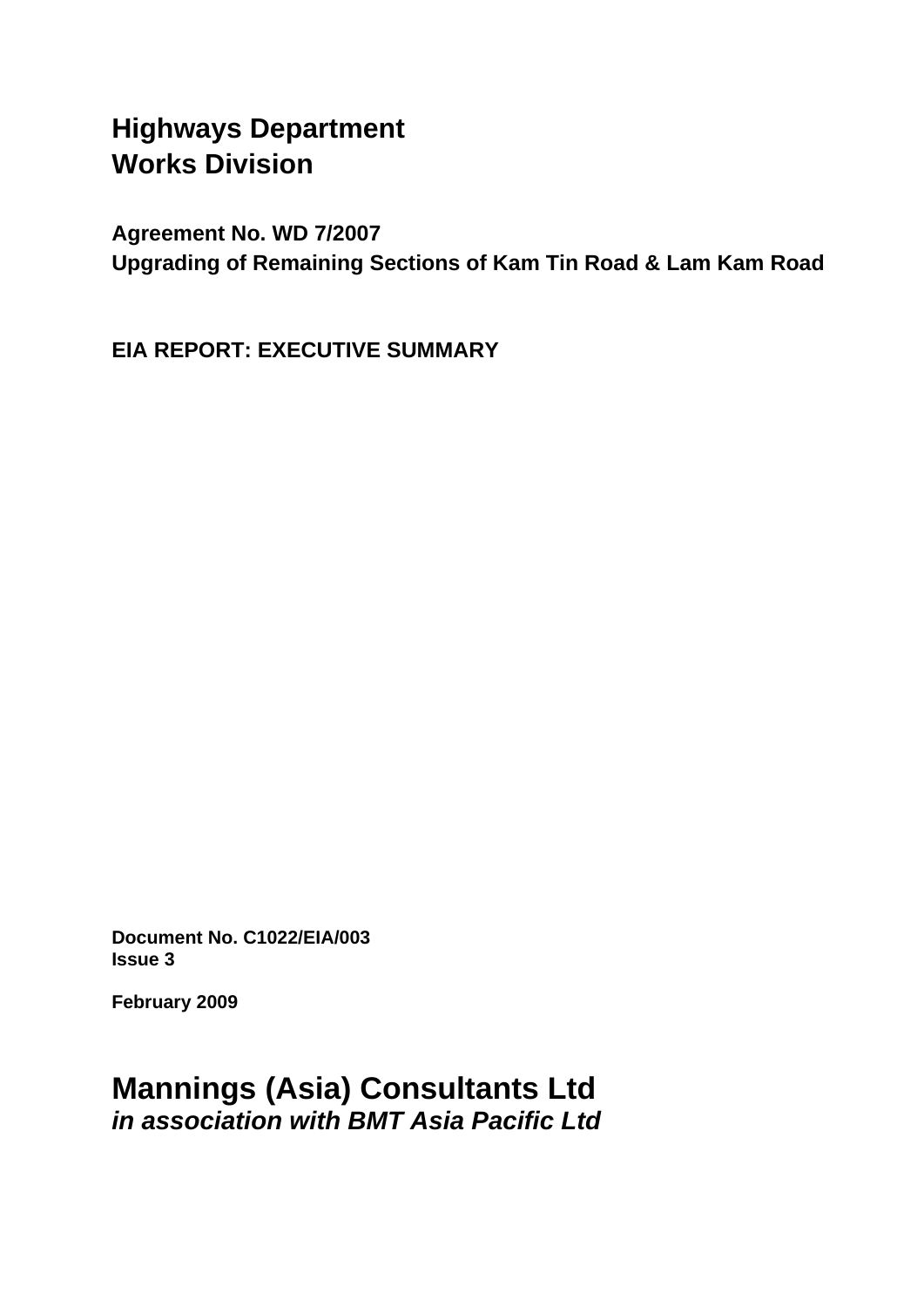# Highways Department
# Works Division

**Agreement No. WD 7/2007**
**Upgrading of Remaining Sections of Kam Tin Road & Lam Kam Road**

**EIA REPORT: EXECUTIVE SUMMARY**

**Document No. C1022/EIA/003**
**Issue 3**

**February 2009**

## Mannings (Asia) Consultants Ltd
***in association with BMT Asia Pacific Ltd***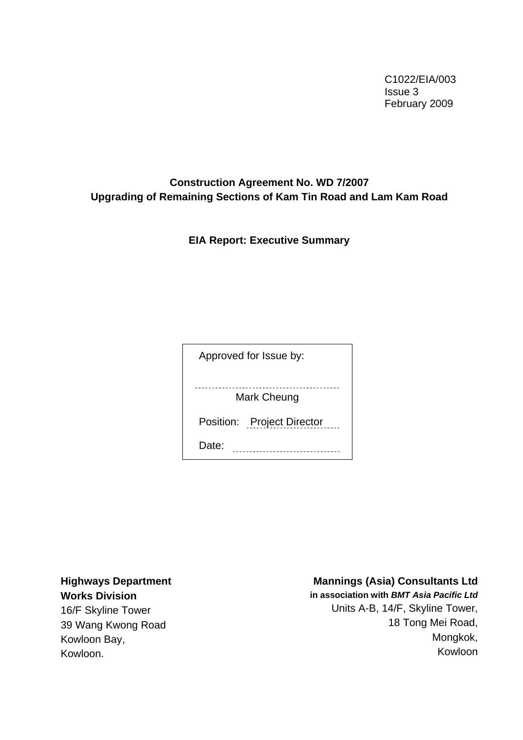C1022/EIA/003
Issue 3
February 2009

**Construction Agreement No. WD 7/2007**
**Upgrading of Remaining Sections of Kam Tin Road and Lam Kam Road**

**EIA Report: Executive Summary**

| Approved for Issue by: |
|---|
| Mark Cheung |
| Position: Project Director |
| Date: |

**Highways Department**
**Works Division**
16/F Skyline Tower
39 Wang Kwong Road
Kowloon Bay,
Kowloon.

**Mannings (Asia) Consultants Ltd**
**in association with *BMT Asia Pacific Ltd***
Units A-B, 14/F, Skyline Tower,
18 Tong Mei Road,
Mongkok,
Kowloon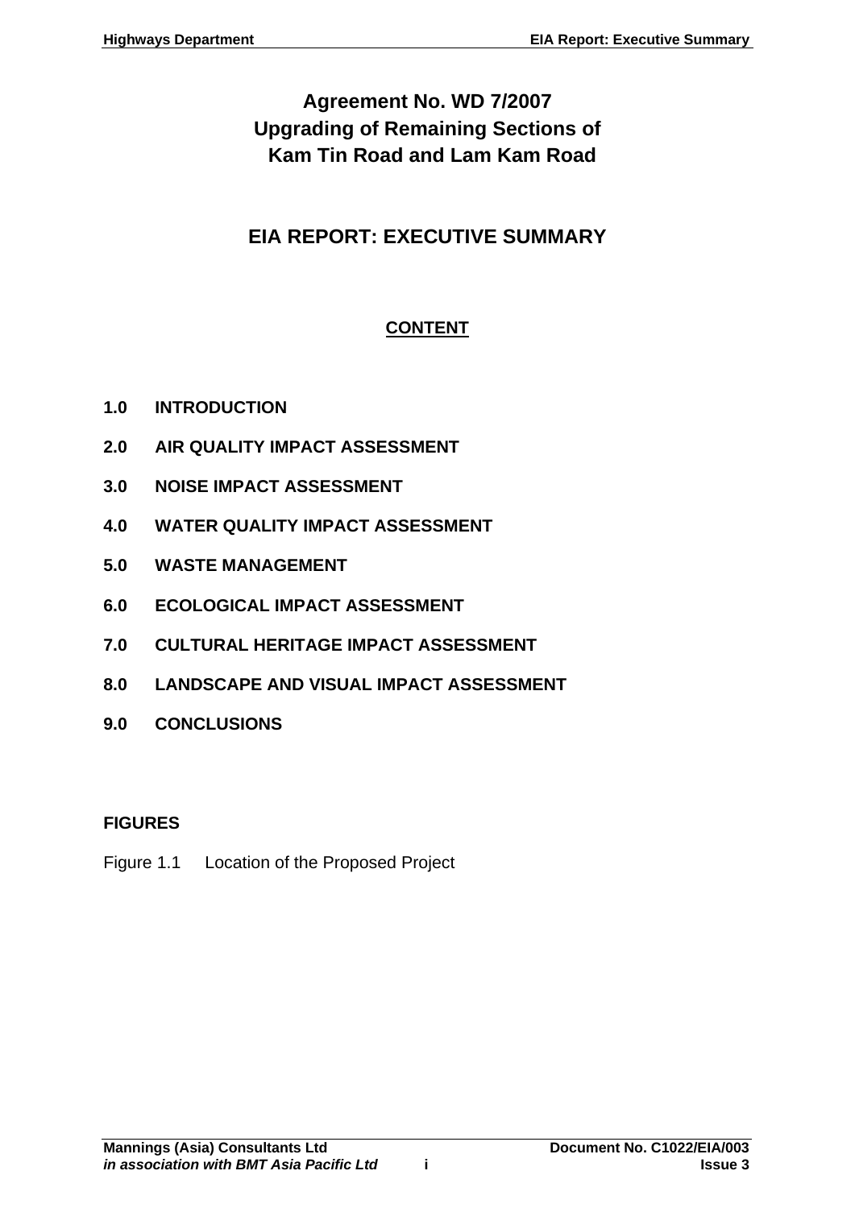# Agreement No. WD 7/2007
# Upgrading of Remaining Sections of Kam Tin Road and Lam Kam Road

## EIA REPORT: EXECUTIVE SUMMARY

**CONTENT**

**1.0 INTRODUCTION**

**2.0 AIR QUALITY IMPACT ASSESSMENT**

**3.0 NOISE IMPACT ASSESSMENT**

**4.0 WATER QUALITY IMPACT ASSESSMENT**

**5.0 WASTE MANAGEMENT**

**6.0 ECOLOGICAL IMPACT ASSESSMENT**

**7.0 CULTURAL HERITAGE IMPACT ASSESSMENT**

**8.0 LANDSCAPE AND VISUAL IMPACT ASSESSMENT**

**9.0 CONCLUSIONS**

**FIGURES**

Figure 1.1 Location of the Proposed Project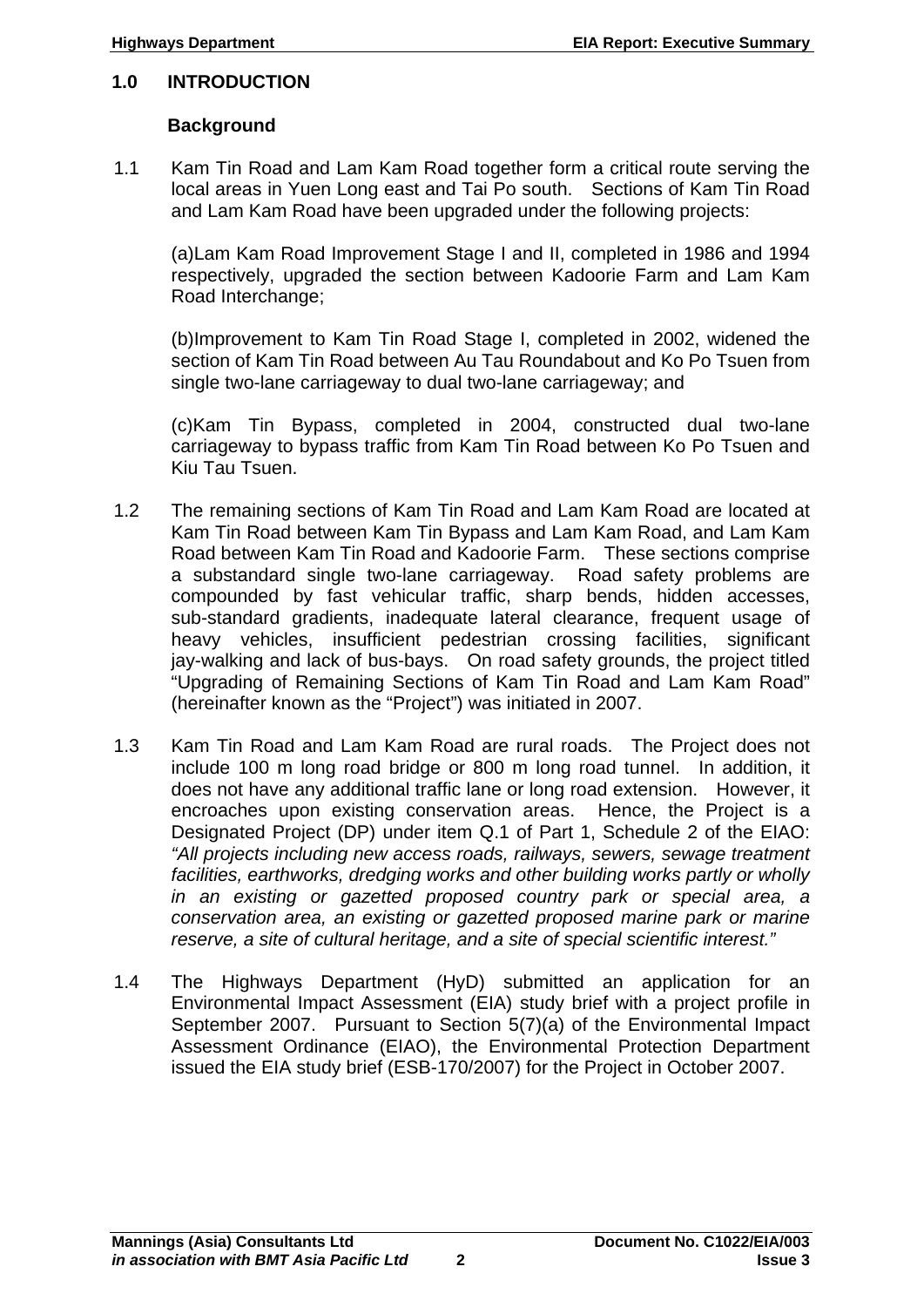## 1.0 INTRODUCTION

### Background

1.1 Kam Tin Road and Lam Kam Road together form a critical route serving the local areas in Yuen Long east and Tai Po south. Sections of Kam Tin Road and Lam Kam Road have been upgraded under the following projects:

(a)Lam Kam Road Improvement Stage I and II, completed in 1986 and 1994 respectively, upgraded the section between Kadoorie Farm and Lam Kam Road Interchange;

(b)Improvement to Kam Tin Road Stage I, completed in 2002, widened the section of Kam Tin Road between Au Tau Roundabout and Ko Po Tsuen from single two-lane carriageway to dual two-lane carriageway; and

(c)Kam Tin Bypass, completed in 2004, constructed dual two-lane carriageway to bypass traffic from Kam Tin Road between Ko Po Tsuen and Kiu Tau Tsuen.

1.2 The remaining sections of Kam Tin Road and Lam Kam Road are located at Kam Tin Road between Kam Tin Bypass and Lam Kam Road, and Lam Kam Road between Kam Tin Road and Kadoorie Farm. These sections comprise a substandard single two-lane carriageway. Road safety problems are compounded by fast vehicular traffic, sharp bends, hidden accesses, sub-standard gradients, inadequate lateral clearance, frequent usage of heavy vehicles, insufficient pedestrian crossing facilities, significant jay-walking and lack of bus-bays. On road safety grounds, the project titled "Upgrading of Remaining Sections of Kam Tin Road and Lam Kam Road" (hereinafter known as the "Project") was initiated in 2007.

1.3 Kam Tin Road and Lam Kam Road are rural roads. The Project does not include 100 m long road bridge or 800 m long road tunnel. In addition, it does not have any additional traffic lane or long road extension. However, it encroaches upon existing conservation areas. Hence, the Project is a Designated Project (DP) under item Q.1 of Part 1, Schedule 2 of the EIAO: *"All projects including new access roads, railways, sewers, sewage treatment facilities, earthworks, dredging works and other building works partly or wholly in an existing or gazetted proposed country park or special area, a conservation area, an existing or gazetted proposed marine park or marine reserve, a site of cultural heritage, and a site of special scientific interest."*

1.4 The Highways Department (HyD) submitted an application for an Environmental Impact Assessment (EIA) study brief with a project profile in September 2007. Pursuant to Section 5(7)(a) of the Environmental Impact Assessment Ordinance (EIAO), the Environmental Protection Department issued the EIA study brief (ESB-170/2007) for the Project in October 2007.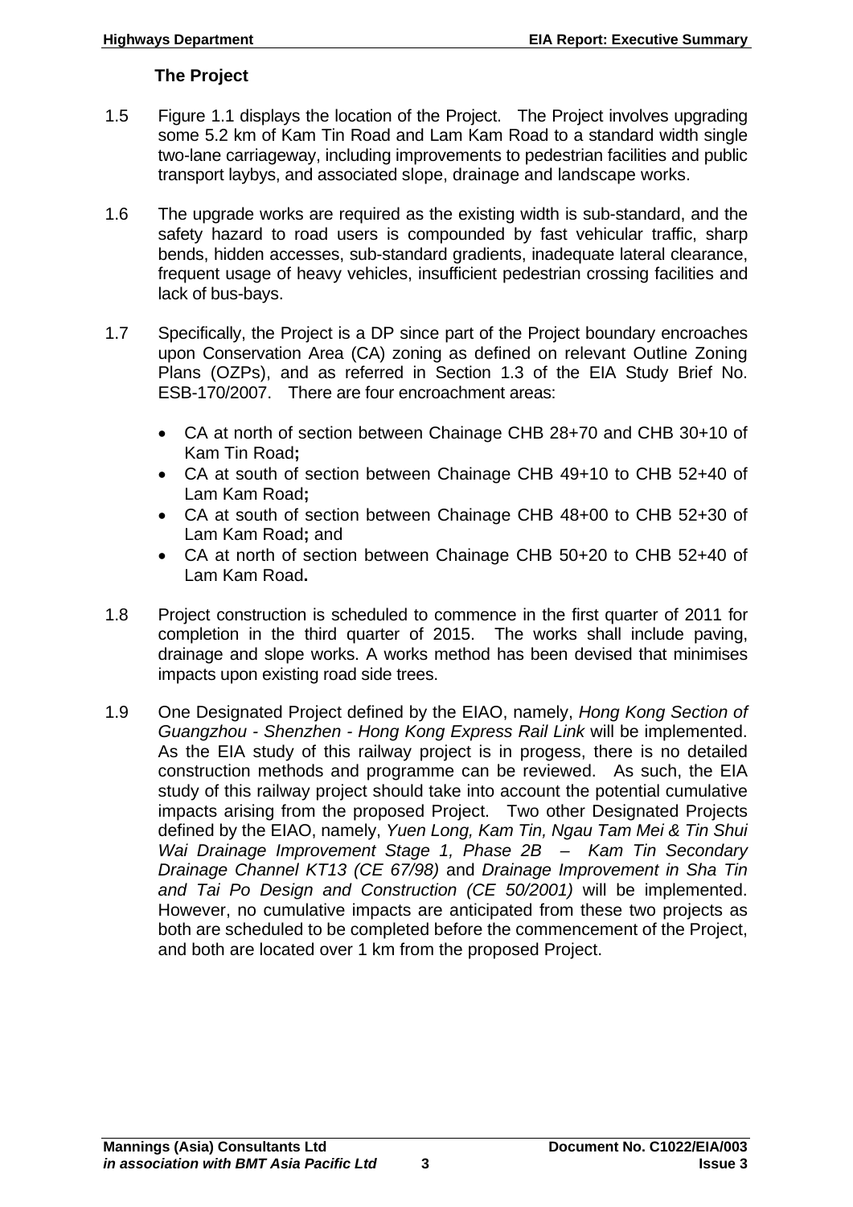### The Project

1.5 Figure 1.1 displays the location of the Project. The Project involves upgrading some 5.2 km of Kam Tin Road and Lam Kam Road to a standard width single two-lane carriageway, including improvements to pedestrian facilities and public transport laybys, and associated slope, drainage and landscape works.

1.6 The upgrade works are required as the existing width is sub-standard, and the safety hazard to road users is compounded by fast vehicular traffic, sharp bends, hidden accesses, sub-standard gradients, inadequate lateral clearance, frequent usage of heavy vehicles, insufficient pedestrian crossing facilities and lack of bus-bays.

1.7 Specifically, the Project is a DP since part of the Project boundary encroaches upon Conservation Area (CA) zoning as defined on relevant Outline Zoning Plans (OZPs), and as referred in Section 1.3 of the EIA Study Brief No. ESB-170/2007. There are four encroachment areas:

- CA at north of section between Chainage CHB 28+70 and CHB 30+10 of Kam Tin Road**;**
- CA at south of section between Chainage CHB 49+10 to CHB 52+40 of Lam Kam Road**;**
- CA at south of section between Chainage CHB 48+00 to CHB 52+30 of Lam Kam Road**;** and
- CA at north of section between Chainage CHB 50+20 to CHB 52+40 of Lam Kam Road**.**

1.8 Project construction is scheduled to commence in the first quarter of 2011 for completion in the third quarter of 2015. The works shall include paving, drainage and slope works. A works method has been devised that minimises impacts upon existing road side trees.

1.9 One Designated Project defined by the EIAO, namely, *Hong Kong Section of Guangzhou - Shenzhen - Hong Kong Express Rail Link* will be implemented. As the EIA study of this railway project is in progess, there is no detailed construction methods and programme can be reviewed. As such, the EIA study of this railway project should take into account the potential cumulative impacts arising from the proposed Project. Two other Designated Projects defined by the EIAO, namely, *Yuen Long, Kam Tin, Ngau Tam Mei & Tin Shui Wai Drainage Improvement Stage 1, Phase 2B – Kam Tin Secondary Drainage Channel KT13 (CE 67/98)* and *Drainage Improvement in Sha Tin and Tai Po Design and Construction (CE 50/2001)* will be implemented. However, no cumulative impacts are anticipated from these two projects as both are scheduled to be completed before the commencement of the Project, and both are located over 1 km from the proposed Project.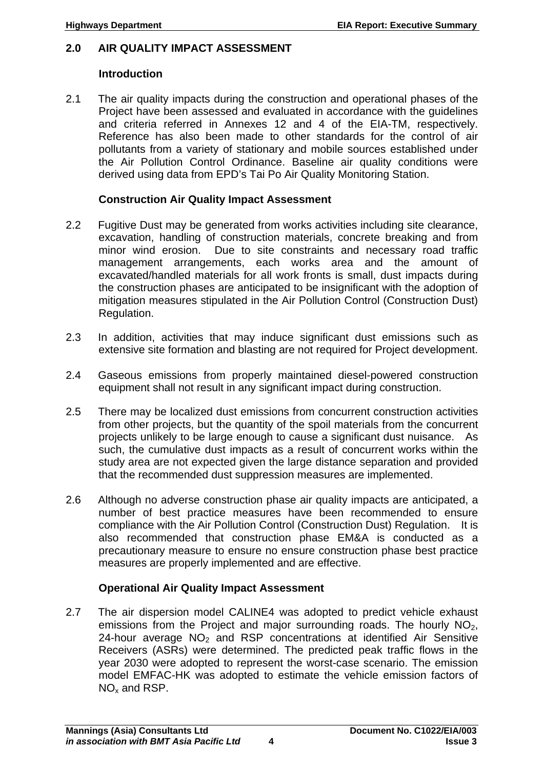## 2.0 AIR QUALITY IMPACT ASSESSMENT

### Introduction

2.1 The air quality impacts during the construction and operational phases of the Project have been assessed and evaluated in accordance with the guidelines and criteria referred in Annexes 12 and 4 of the EIA-TM, respectively. Reference has also been made to other standards for the control of air pollutants from a variety of stationary and mobile sources established under the Air Pollution Control Ordinance. Baseline air quality conditions were derived using data from EPD's Tai Po Air Quality Monitoring Station.

### Construction Air Quality Impact Assessment

2.2 Fugitive Dust may be generated from works activities including site clearance, excavation, handling of construction materials, concrete breaking and from minor wind erosion. Due to site constraints and necessary road traffic management arrangements, each works area and the amount of excavated/handled materials for all work fronts is small, dust impacts during the construction phases are anticipated to be insignificant with the adoption of mitigation measures stipulated in the Air Pollution Control (Construction Dust) Regulation.

2.3 In addition, activities that may induce significant dust emissions such as extensive site formation and blasting are not required for Project development.

2.4 Gaseous emissions from properly maintained diesel-powered construction equipment shall not result in any significant impact during construction.

2.5 There may be localized dust emissions from concurrent construction activities from other projects, but the quantity of the spoil materials from the concurrent projects unlikely to be large enough to cause a significant dust nuisance. As such, the cumulative dust impacts as a result of concurrent works within the study area are not expected given the large distance separation and provided that the recommended dust suppression measures are implemented.

2.6 Although no adverse construction phase air quality impacts are anticipated, a number of best practice measures have been recommended to ensure compliance with the Air Pollution Control (Construction Dust) Regulation. It is also recommended that construction phase EM&A is conducted as a precautionary measure to ensure no ensure construction phase best practice measures are properly implemented and are effective.

### Operational Air Quality Impact Assessment

2.7 The air dispersion model CALINE4 was adopted to predict vehicle exhaust emissions from the Project and major surrounding roads. The hourly $NO_2$, 24-hour average $NO_2$ and RSP concentrations at identified Air Sensitive Receivers (ASRs) were determined. The predicted peak traffic flows in the year 2030 were adopted to represent the worst-case scenario. The emission model EMFAC-HK was adopted to estimate the vehicle emission factors of $NO_x$ and RSP.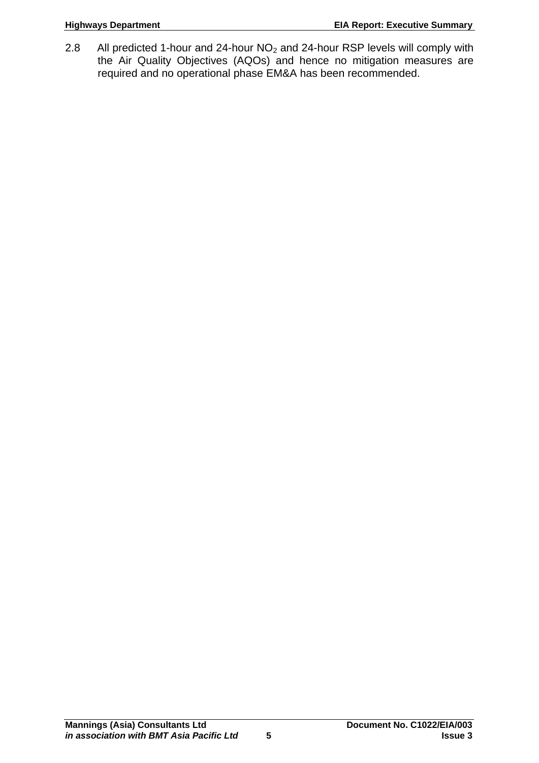2.8 All predicted 1-hour and 24-hour $NO_2$ and 24-hour RSP levels will comply with the Air Quality Objectives (AQOs) and hence no mitigation measures are required and no operational phase EM&A has been recommended.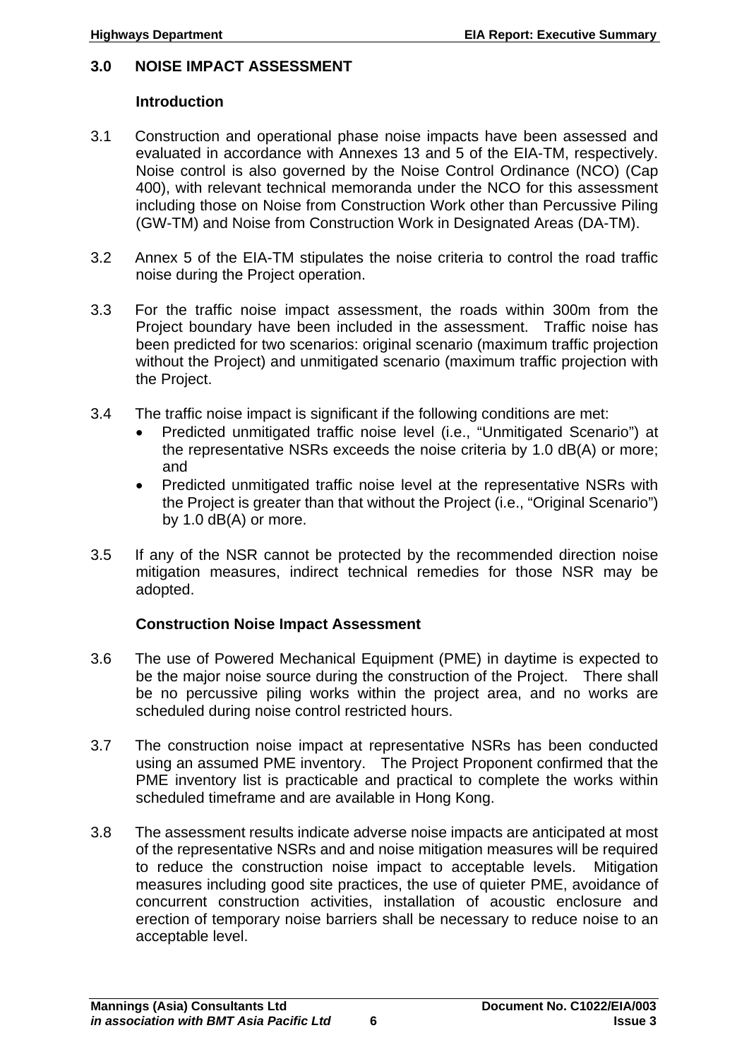## 3.0 NOISE IMPACT ASSESSMENT

### Introduction

3.1 Construction and operational phase noise impacts have been assessed and evaluated in accordance with Annexes 13 and 5 of the EIA-TM, respectively. Noise control is also governed by the Noise Control Ordinance (NCO) (Cap 400), with relevant technical memoranda under the NCO for this assessment including those on Noise from Construction Work other than Percussive Piling (GW-TM) and Noise from Construction Work in Designated Areas (DA-TM).

3.2 Annex 5 of the EIA-TM stipulates the noise criteria to control the road traffic noise during the Project operation.

3.3 For the traffic noise impact assessment, the roads within 300m from the Project boundary have been included in the assessment. Traffic noise has been predicted for two scenarios: original scenario (maximum traffic projection without the Project) and unmitigated scenario (maximum traffic projection with the Project.

3.4 The traffic noise impact is significant if the following conditions are met:

- Predicted unmitigated traffic noise level (i.e., "Unmitigated Scenario") at the representative NSRs exceeds the noise criteria by 1.0 dB(A) or more; and
- Predicted unmitigated traffic noise level at the representative NSRs with the Project is greater than that without the Project (i.e., "Original Scenario") by 1.0 dB(A) or more.

3.5 If any of the NSR cannot be protected by the recommended direction noise mitigation measures, indirect technical remedies for those NSR may be adopted.

### Construction Noise Impact Assessment

3.6 The use of Powered Mechanical Equipment (PME) in daytime is expected to be the major noise source during the construction of the Project. There shall be no percussive piling works within the project area, and no works are scheduled during noise control restricted hours.

3.7 The construction noise impact at representative NSRs has been conducted using an assumed PME inventory. The Project Proponent confirmed that the PME inventory list is practicable and practical to complete the works within scheduled timeframe and are available in Hong Kong.

3.8 The assessment results indicate adverse noise impacts are anticipated at most of the representative NSRs and and noise mitigation measures will be required to reduce the construction noise impact to acceptable levels. Mitigation measures including good site practices, the use of quieter PME, avoidance of concurrent construction activities, installation of acoustic enclosure and erection of temporary noise barriers shall be necessary to reduce noise to an acceptable level.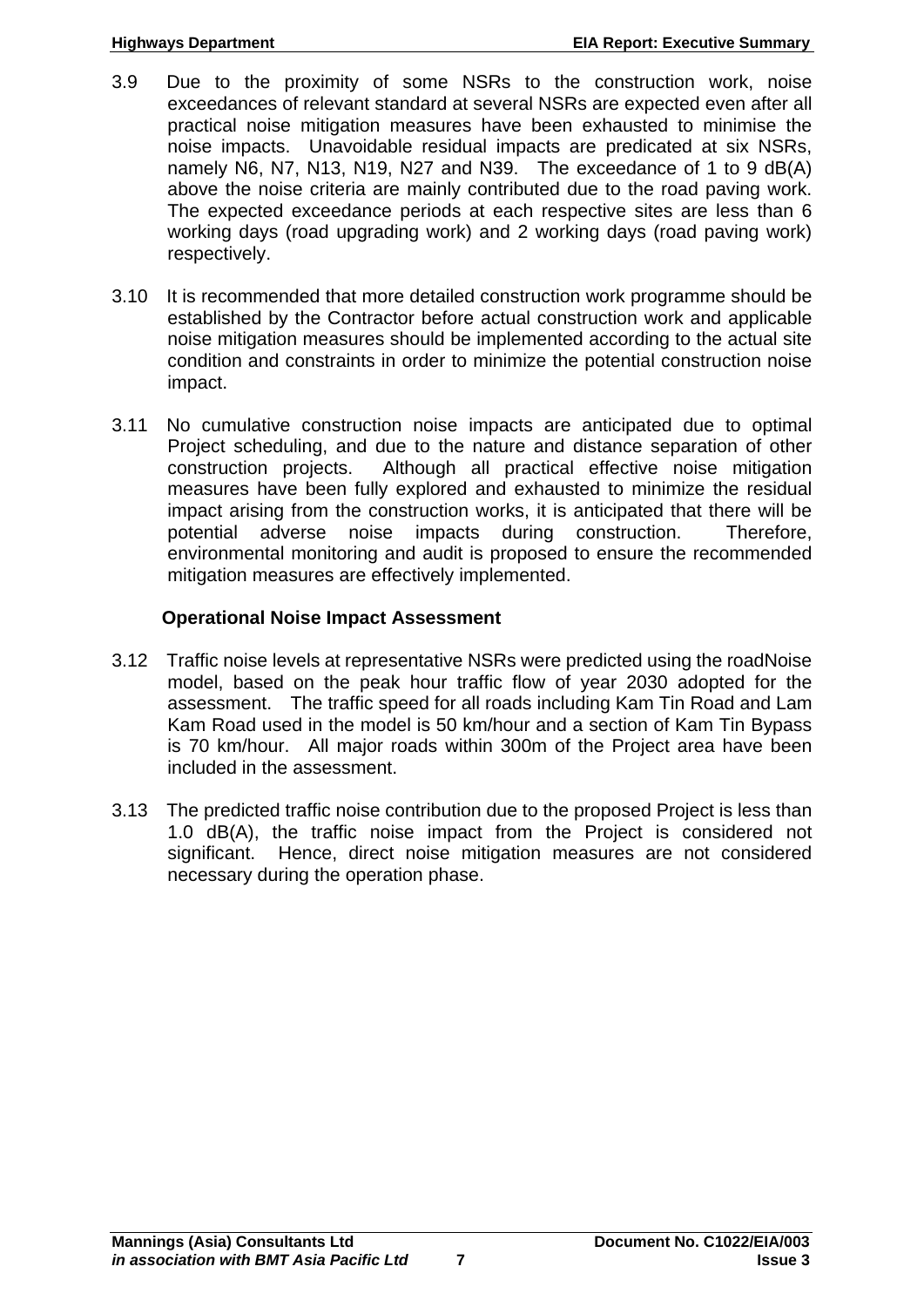3.9 Due to the proximity of some NSRs to the construction work, noise exceedances of relevant standard at several NSRs are expected even after all practical noise mitigation measures have been exhausted to minimise the noise impacts. Unavoidable residual impacts are predicated at six NSRs, namely N6, N7, N13, N19, N27 and N39. The exceedance of 1 to 9 dB(A) above the noise criteria are mainly contributed due to the road paving work. The expected exceedance periods at each respective sites are less than 6 working days (road upgrading work) and 2 working days (road paving work) respectively.

3.10 It is recommended that more detailed construction work programme should be established by the Contractor before actual construction work and applicable noise mitigation measures should be implemented according to the actual site condition and constraints in order to minimize the potential construction noise impact.

3.11 No cumulative construction noise impacts are anticipated due to optimal Project scheduling, and due to the nature and distance separation of other construction projects. Although all practical effective noise mitigation measures have been fully explored and exhausted to minimize the residual impact arising from the construction works, it is anticipated that there will be potential adverse noise impacts during construction. Therefore, environmental monitoring and audit is proposed to ensure the recommended mitigation measures are effectively implemented.

**Operational Noise Impact Assessment**

3.12 Traffic noise levels at representative NSRs were predicted using the roadNoise model, based on the peak hour traffic flow of year 2030 adopted for the assessment. The traffic speed for all roads including Kam Tin Road and Lam Kam Road used in the model is 50 km/hour and a section of Kam Tin Bypass is 70 km/hour. All major roads within 300m of the Project area have been included in the assessment.

3.13 The predicted traffic noise contribution due to the proposed Project is less than 1.0 dB(A), the traffic noise impact from the Project is considered not significant. Hence, direct noise mitigation measures are not considered necessary during the operation phase.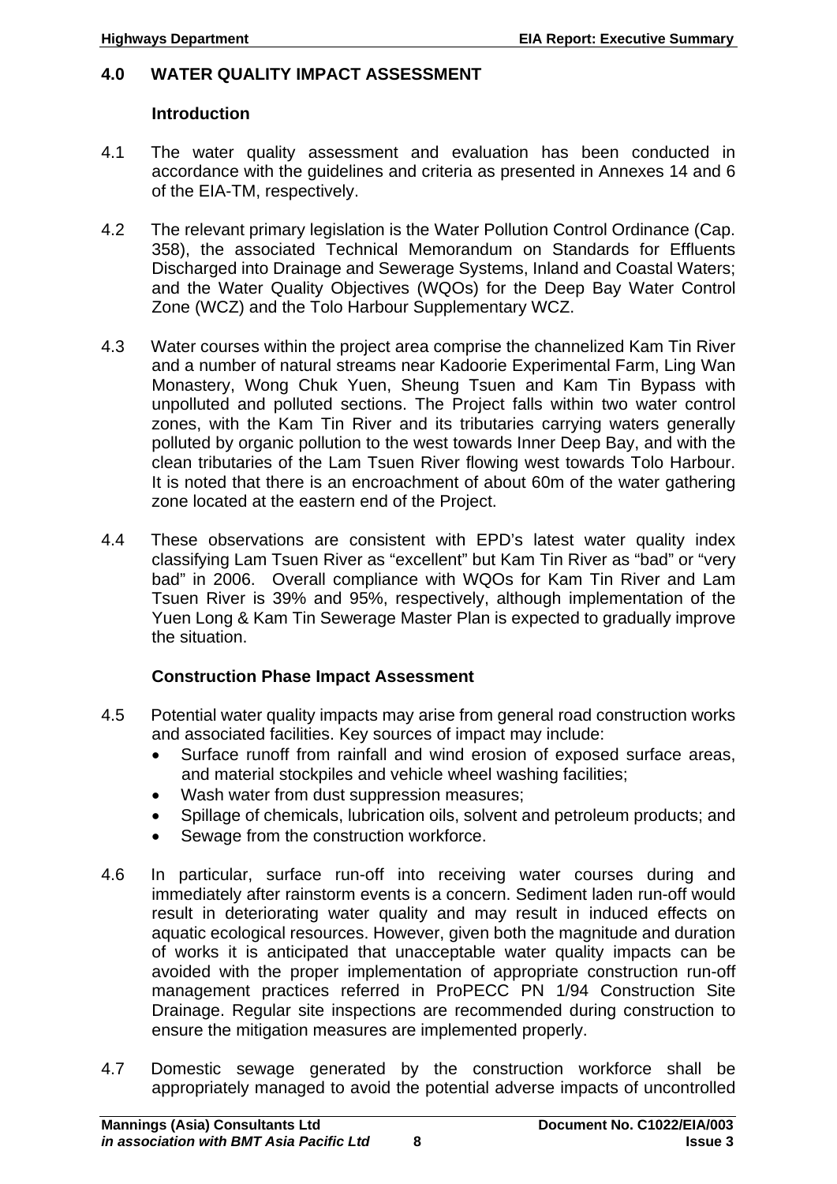## 4.0 WATER QUALITY IMPACT ASSESSMENT

### Introduction

4.1 The water quality assessment and evaluation has been conducted in accordance with the guidelines and criteria as presented in Annexes 14 and 6 of the EIA-TM, respectively.

4.2 The relevant primary legislation is the Water Pollution Control Ordinance (Cap. 358), the associated Technical Memorandum on Standards for Effluents Discharged into Drainage and Sewerage Systems, Inland and Coastal Waters; and the Water Quality Objectives (WQOs) for the Deep Bay Water Control Zone (WCZ) and the Tolo Harbour Supplementary WCZ.

4.3 Water courses within the project area comprise the channelized Kam Tin River and a number of natural streams near Kadoorie Experimental Farm, Ling Wan Monastery, Wong Chuk Yuen, Sheung Tsuen and Kam Tin Bypass with unpolluted and polluted sections. The Project falls within two water control zones, with the Kam Tin River and its tributaries carrying waters generally polluted by organic pollution to the west towards Inner Deep Bay, and with the clean tributaries of the Lam Tsuen River flowing west towards Tolo Harbour. It is noted that there is an encroachment of about 60m of the water gathering zone located at the eastern end of the Project.

4.4 These observations are consistent with EPD's latest water quality index classifying Lam Tsuen River as "excellent" but Kam Tin River as "bad" or "very bad" in 2006. Overall compliance with WQOs for Kam Tin River and Lam Tsuen River is 39% and 95%, respectively, although implementation of the Yuen Long & Kam Tin Sewerage Master Plan is expected to gradually improve the situation.

### Construction Phase Impact Assessment

4.5 Potential water quality impacts may arise from general road construction works and associated facilities. Key sources of impact may include:

- Surface runoff from rainfall and wind erosion of exposed surface areas, and material stockpiles and vehicle wheel washing facilities;
- Wash water from dust suppression measures;
- Spillage of chemicals, lubrication oils, solvent and petroleum products; and
- Sewage from the construction workforce.

4.6 In particular, surface run-off into receiving water courses during and immediately after rainstorm events is a concern. Sediment laden run-off would result in deteriorating water quality and may result in induced effects on aquatic ecological resources. However, given both the magnitude and duration of works it is anticipated that unacceptable water quality impacts can be avoided with the proper implementation of appropriate construction run-off management practices referred in ProPECC PN 1/94 Construction Site Drainage. Regular site inspections are recommended during construction to ensure the mitigation measures are implemented properly.

4.7 Domestic sewage generated by the construction workforce shall be appropriately managed to avoid the potential adverse impacts of uncontrolled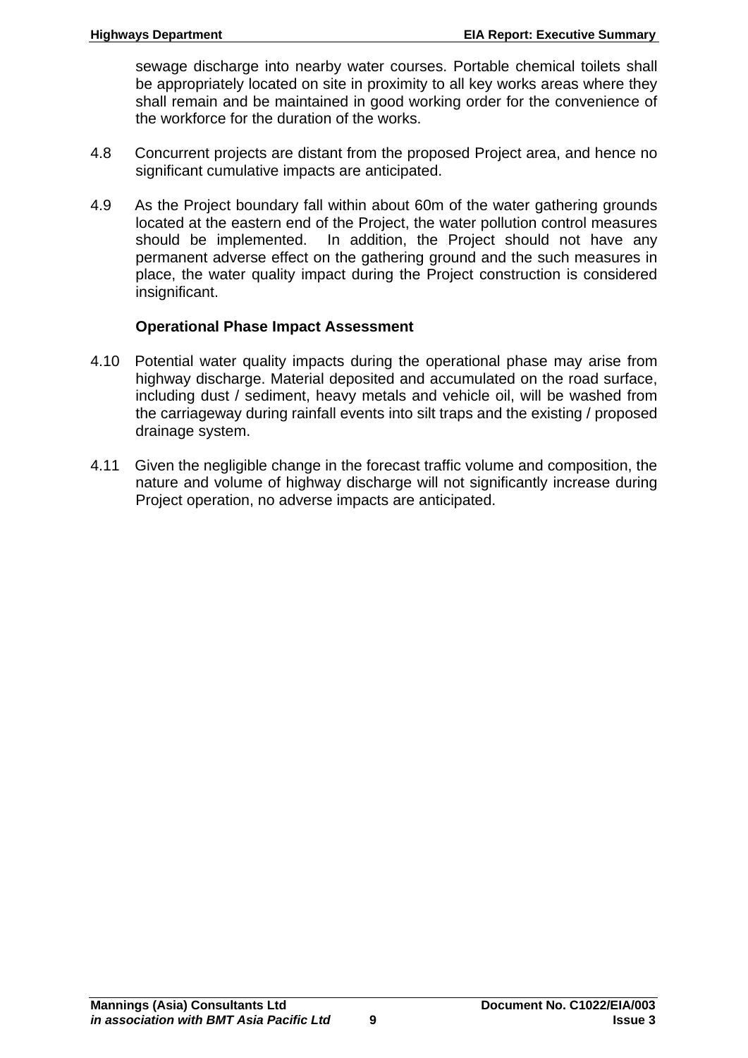sewage discharge into nearby water courses. Portable chemical toilets shall be appropriately located on site in proximity to all key works areas where they shall remain and be maintained in good working order for the convenience of the workforce for the duration of the works.

4.8 Concurrent projects are distant from the proposed Project area, and hence no significant cumulative impacts are anticipated.

4.9 As the Project boundary fall within about 60m of the water gathering grounds located at the eastern end of the Project, the water pollution control measures should be implemented. In addition, the Project should not have any permanent adverse effect on the gathering ground and the such measures in place, the water quality impact during the Project construction is considered insignificant.

**Operational Phase Impact Assessment**

4.10 Potential water quality impacts during the operational phase may arise from highway discharge. Material deposited and accumulated on the road surface, including dust / sediment, heavy metals and vehicle oil, will be washed from the carriageway during rainfall events into silt traps and the existing / proposed drainage system.

4.11 Given the negligible change in the forecast traffic volume and composition, the nature and volume of highway discharge will not significantly increase during Project operation, no adverse impacts are anticipated.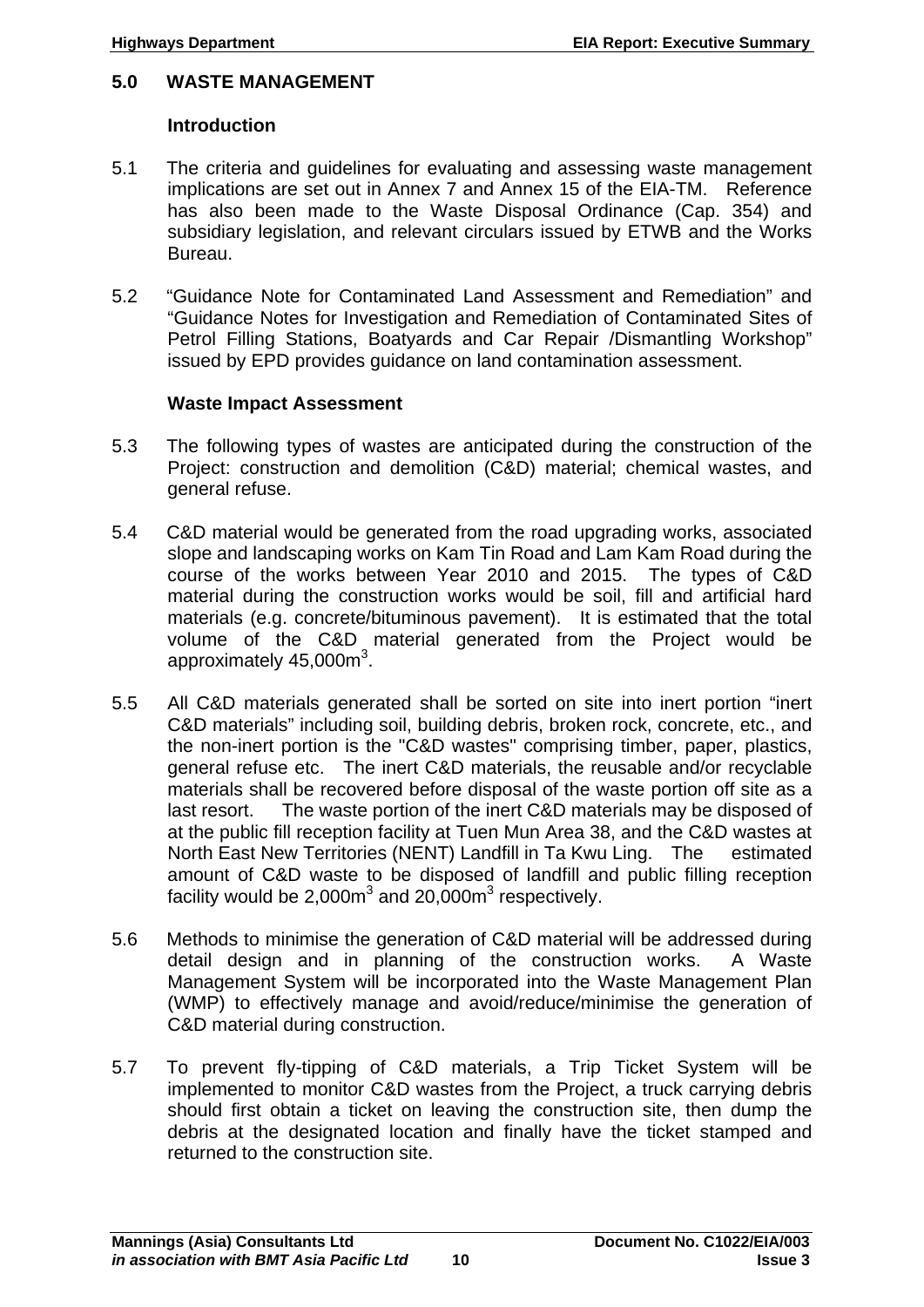## 5.0 WASTE MANAGEMENT

### Introduction

5.1 The criteria and guidelines for evaluating and assessing waste management implications are set out in Annex 7 and Annex 15 of the EIA-TM. Reference has also been made to the Waste Disposal Ordinance (Cap. 354) and subsidiary legislation, and relevant circulars issued by ETWB and the Works Bureau.

5.2 "Guidance Note for Contaminated Land Assessment and Remediation" and "Guidance Notes for Investigation and Remediation of Contaminated Sites of Petrol Filling Stations, Boatyards and Car Repair /Dismantling Workshop" issued by EPD provides guidance on land contamination assessment.

### Waste Impact Assessment

5.3 The following types of wastes are anticipated during the construction of the Project: construction and demolition (C&D) material; chemical wastes, and general refuse.

5.4 C&D material would be generated from the road upgrading works, associated slope and landscaping works on Kam Tin Road and Lam Kam Road during the course of the works between Year 2010 and 2015. The types of C&D material during the construction works would be soil, fill and artificial hard materials (e.g. concrete/bituminous pavement). It is estimated that the total volume of the C&D material generated from the Project would be approximately 45,000m$^3$.

5.5 All C&D materials generated shall be sorted on site into inert portion "inert C&D materials" including soil, building debris, broken rock, concrete, etc., and the non-inert portion is the "C&D wastes" comprising timber, paper, plastics, general refuse etc. The inert C&D materials, the reusable and/or recyclable materials shall be recovered before disposal of the waste portion off site as a last resort. The waste portion of the inert C&D materials may be disposed of at the public fill reception facility at Tuen Mun Area 38, and the C&D wastes at North East New Territories (NENT) Landfill in Ta Kwu Ling. The estimated amount of C&D waste to be disposed of landfill and public filling reception facility would be 2,000m$^3$ and 20,000m$^3$ respectively.

5.6 Methods to minimise the generation of C&D material will be addressed during detail design and in planning of the construction works. A Waste Management System will be incorporated into the Waste Management Plan (WMP) to effectively manage and avoid/reduce/minimise the generation of C&D material during construction.

5.7 To prevent fly-tipping of C&D materials, a Trip Ticket System will be implemented to monitor C&D wastes from the Project, a truck carrying debris should first obtain a ticket on leaving the construction site, then dump the debris at the designated location and finally have the ticket stamped and returned to the construction site.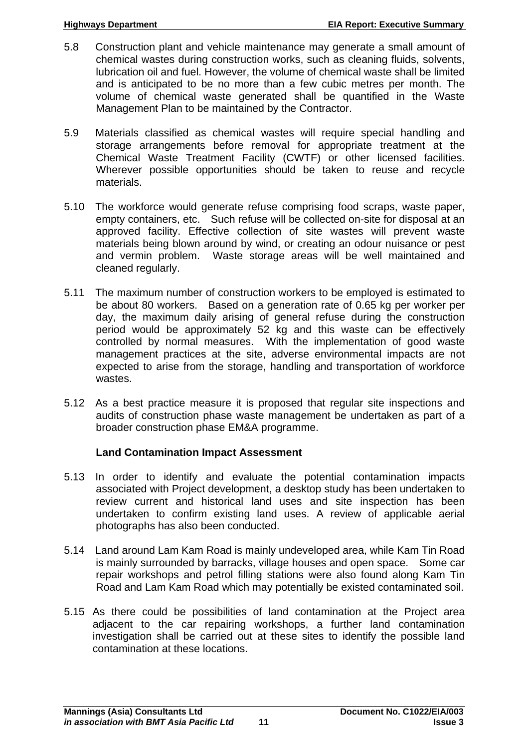5.8 Construction plant and vehicle maintenance may generate a small amount of chemical wastes during construction works, such as cleaning fluids, solvents, lubrication oil and fuel. However, the volume of chemical waste shall be limited and is anticipated to be no more than a few cubic metres per month. The volume of chemical waste generated shall be quantified in the Waste Management Plan to be maintained by the Contractor.

5.9 Materials classified as chemical wastes will require special handling and storage arrangements before removal for appropriate treatment at the Chemical Waste Treatment Facility (CWTF) or other licensed facilities. Wherever possible opportunities should be taken to reuse and recycle materials.

5.10 The workforce would generate refuse comprising food scraps, waste paper, empty containers, etc. Such refuse will be collected on-site for disposal at an approved facility. Effective collection of site wastes will prevent waste materials being blown around by wind, or creating an odour nuisance or pest and vermin problem. Waste storage areas will be well maintained and cleaned regularly.

5.11 The maximum number of construction workers to be employed is estimated to be about 80 workers. Based on a generation rate of 0.65 kg per worker per day, the maximum daily arising of general refuse during the construction period would be approximately 52 kg and this waste can be effectively controlled by normal measures. With the implementation of good waste management practices at the site, adverse environmental impacts are not expected to arise from the storage, handling and transportation of workforce wastes.

5.12 As a best practice measure it is proposed that regular site inspections and audits of construction phase waste management be undertaken as part of a broader construction phase EM&A programme.

**Land Contamination Impact Assessment**

5.13 In order to identify and evaluate the potential contamination impacts associated with Project development, a desktop study has been undertaken to review current and historical land uses and site inspection has been undertaken to confirm existing land uses. A review of applicable aerial photographs has also been conducted.

5.14 Land around Lam Kam Road is mainly undeveloped area, while Kam Tin Road is mainly surrounded by barracks, village houses and open space. Some car repair workshops and petrol filling stations were also found along Kam Tin Road and Lam Kam Road which may potentially be existed contaminated soil.

5.15 As there could be possibilities of land contamination at the Project area adjacent to the car repairing workshops, a further land contamination investigation shall be carried out at these sites to identify the possible land contamination at these locations.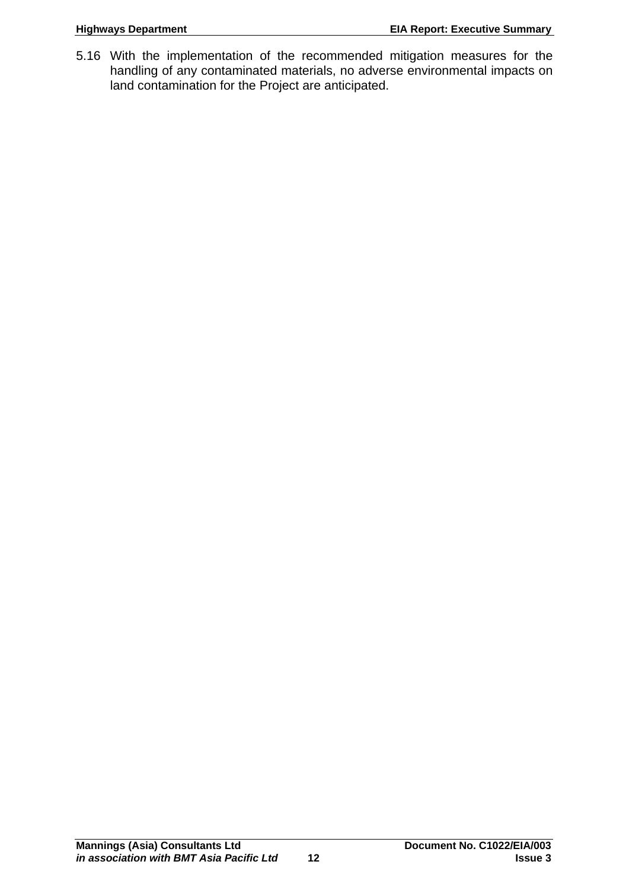5.16 With the implementation of the recommended mitigation measures for the handling of any contaminated materials, no adverse environmental impacts on land contamination for the Project are anticipated.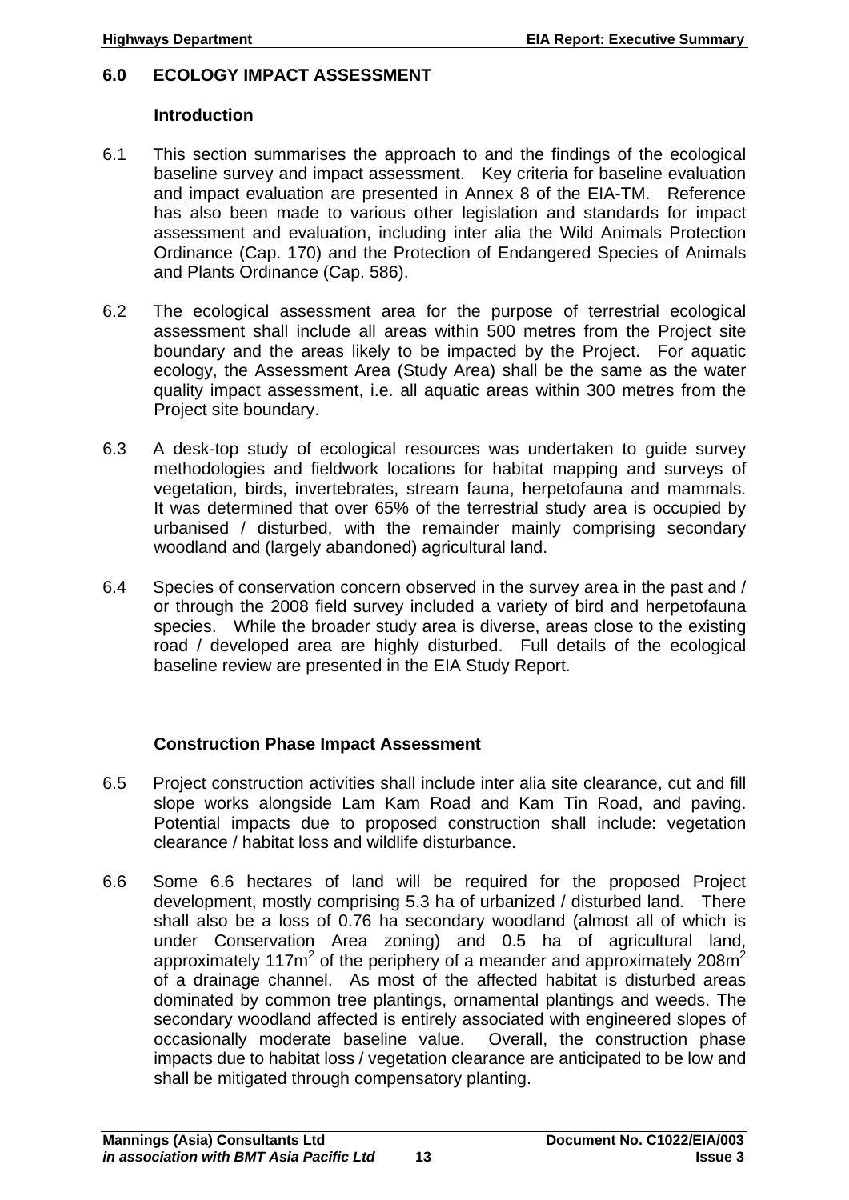## 6.0 ECOLOGY IMPACT ASSESSMENT

### Introduction

6.1 This section summarises the approach to and the findings of the ecological baseline survey and impact assessment. Key criteria for baseline evaluation and impact evaluation are presented in Annex 8 of the EIA-TM. Reference has also been made to various other legislation and standards for impact assessment and evaluation, including inter alia the Wild Animals Protection Ordinance (Cap. 170) and the Protection of Endangered Species of Animals and Plants Ordinance (Cap. 586).

6.2 The ecological assessment area for the purpose of terrestrial ecological assessment shall include all areas within 500 metres from the Project site boundary and the areas likely to be impacted by the Project. For aquatic ecology, the Assessment Area (Study Area) shall be the same as the water quality impact assessment, i.e. all aquatic areas within 300 metres from the Project site boundary.

6.3 A desk-top study of ecological resources was undertaken to guide survey methodologies and fieldwork locations for habitat mapping and surveys of vegetation, birds, invertebrates, stream fauna, herpetofauna and mammals. It was determined that over 65% of the terrestrial study area is occupied by urbanised / disturbed, with the remainder mainly comprising secondary woodland and (largely abandoned) agricultural land.

6.4 Species of conservation concern observed in the survey area in the past and / or through the 2008 field survey included a variety of bird and herpetofauna species. While the broader study area is diverse, areas close to the existing road / developed area are highly disturbed. Full details of the ecological baseline review are presented in the EIA Study Report.

### Construction Phase Impact Assessment

6.5 Project construction activities shall include inter alia site clearance, cut and fill slope works alongside Lam Kam Road and Kam Tin Road, and paving. Potential impacts due to proposed construction shall include: vegetation clearance / habitat loss and wildlife disturbance.

6.6 Some 6.6 hectares of land will be required for the proposed Project development, mostly comprising 5.3 ha of urbanized / disturbed land. There shall also be a loss of 0.76 ha secondary woodland (almost all of which is under Conservation Area zoning) and 0.5 ha of agricultural land, approximately 117m$^2$ of the periphery of a meander and approximately 208m$^2$ of a drainage channel. As most of the affected habitat is disturbed areas dominated by common tree plantings, ornamental plantings and weeds. The secondary woodland affected is entirely associated with engineered slopes of occasionally moderate baseline value. Overall, the construction phase impacts due to habitat loss / vegetation clearance are anticipated to be low and shall be mitigated through compensatory planting.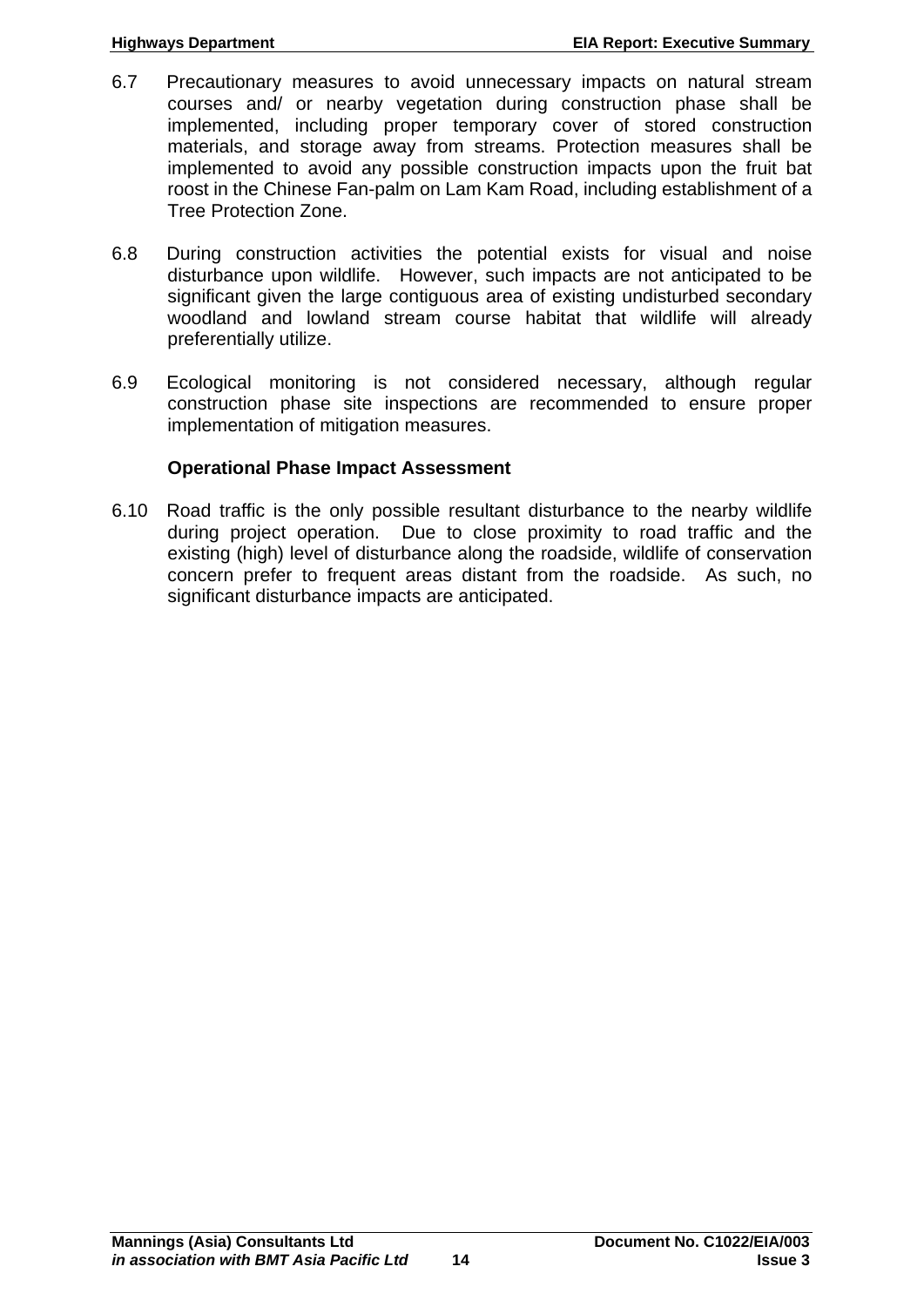6.7 Precautionary measures to avoid unnecessary impacts on natural stream courses and/ or nearby vegetation during construction phase shall be implemented, including proper temporary cover of stored construction materials, and storage away from streams. Protection measures shall be implemented to avoid any possible construction impacts upon the fruit bat roost in the Chinese Fan-palm on Lam Kam Road, including establishment of a Tree Protection Zone.

6.8 During construction activities the potential exists for visual and noise disturbance upon wildlife. However, such impacts are not anticipated to be significant given the large contiguous area of existing undisturbed secondary woodland and lowland stream course habitat that wildlife will already preferentially utilize.

6.9 Ecological monitoring is not considered necessary, although regular construction phase site inspections are recommended to ensure proper implementation of mitigation measures.

**Operational Phase Impact Assessment**

6.10 Road traffic is the only possible resultant disturbance to the nearby wildlife during project operation. Due to close proximity to road traffic and the existing (high) level of disturbance along the roadside, wildlife of conservation concern prefer to frequent areas distant from the roadside. As such, no significant disturbance impacts are anticipated.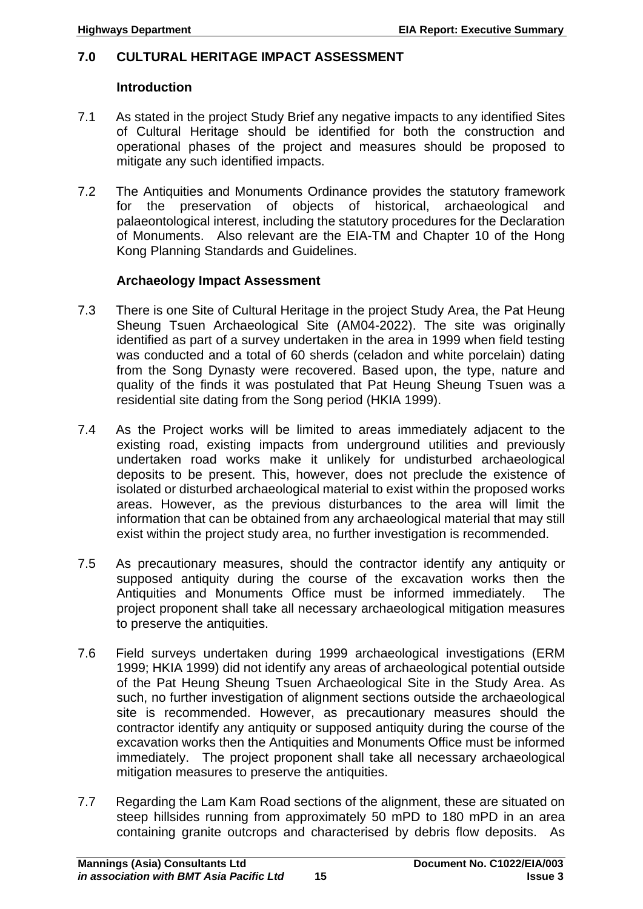## 7.0 CULTURAL HERITAGE IMPACT ASSESSMENT

### Introduction

7.1 As stated in the project Study Brief any negative impacts to any identified Sites of Cultural Heritage should be identified for both the construction and operational phases of the project and measures should be proposed to mitigate any such identified impacts.

7.2 The Antiquities and Monuments Ordinance provides the statutory framework for the preservation of objects of historical, archaeological and palaeontological interest, including the statutory procedures for the Declaration of Monuments. Also relevant are the EIA-TM and Chapter 10 of the Hong Kong Planning Standards and Guidelines.

### Archaeology Impact Assessment

7.3 There is one Site of Cultural Heritage in the project Study Area, the Pat Heung Sheung Tsuen Archaeological Site (AM04-2022). The site was originally identified as part of a survey undertaken in the area in 1999 when field testing was conducted and a total of 60 sherds (celadon and white porcelain) dating from the Song Dynasty were recovered. Based upon, the type, nature and quality of the finds it was postulated that Pat Heung Sheung Tsuen was a residential site dating from the Song period (HKIA 1999).

7.4 As the Project works will be limited to areas immediately adjacent to the existing road, existing impacts from underground utilities and previously undertaken road works make it unlikely for undisturbed archaeological deposits to be present. This, however, does not preclude the existence of isolated or disturbed archaeological material to exist within the proposed works areas. However, as the previous disturbances to the area will limit the information that can be obtained from any archaeological material that may still exist within the project study area, no further investigation is recommended.

7.5 As precautionary measures, should the contractor identify any antiquity or supposed antiquity during the course of the excavation works then the Antiquities and Monuments Office must be informed immediately. The project proponent shall take all necessary archaeological mitigation measures to preserve the antiquities.

7.6 Field surveys undertaken during 1999 archaeological investigations (ERM 1999; HKIA 1999) did not identify any areas of archaeological potential outside of the Pat Heung Sheung Tsuen Archaeological Site in the Study Area. As such, no further investigation of alignment sections outside the archaeological site is recommended. However, as precautionary measures should the contractor identify any antiquity or supposed antiquity during the course of the excavation works then the Antiquities and Monuments Office must be informed immediately. The project proponent shall take all necessary archaeological mitigation measures to preserve the antiquities.

7.7 Regarding the Lam Kam Road sections of the alignment, these are situated on steep hillsides running from approximately 50 mPD to 180 mPD in an area containing granite outcrops and characterised by debris flow deposits. As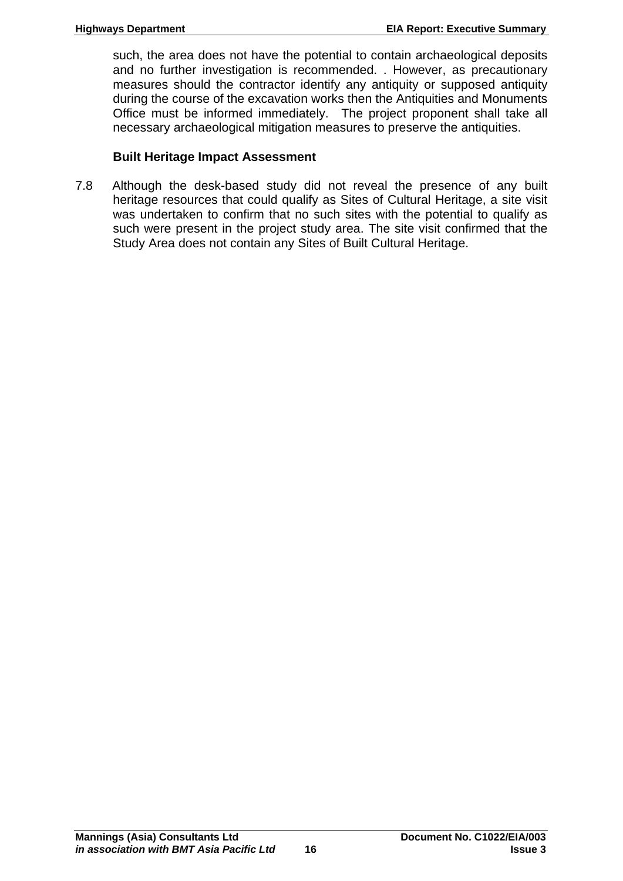such, the area does not have the potential to contain archaeological deposits and no further investigation is recommended. . However, as precautionary measures should the contractor identify any antiquity or supposed antiquity during the course of the excavation works then the Antiquities and Monuments Office must be informed immediately. The project proponent shall take all necessary archaeological mitigation measures to preserve the antiquities.

**Built Heritage Impact Assessment**

7.8 Although the desk-based study did not reveal the presence of any built heritage resources that could qualify as Sites of Cultural Heritage, a site visit was undertaken to confirm that no such sites with the potential to qualify as such were present in the project study area. The site visit confirmed that the Study Area does not contain any Sites of Built Cultural Heritage.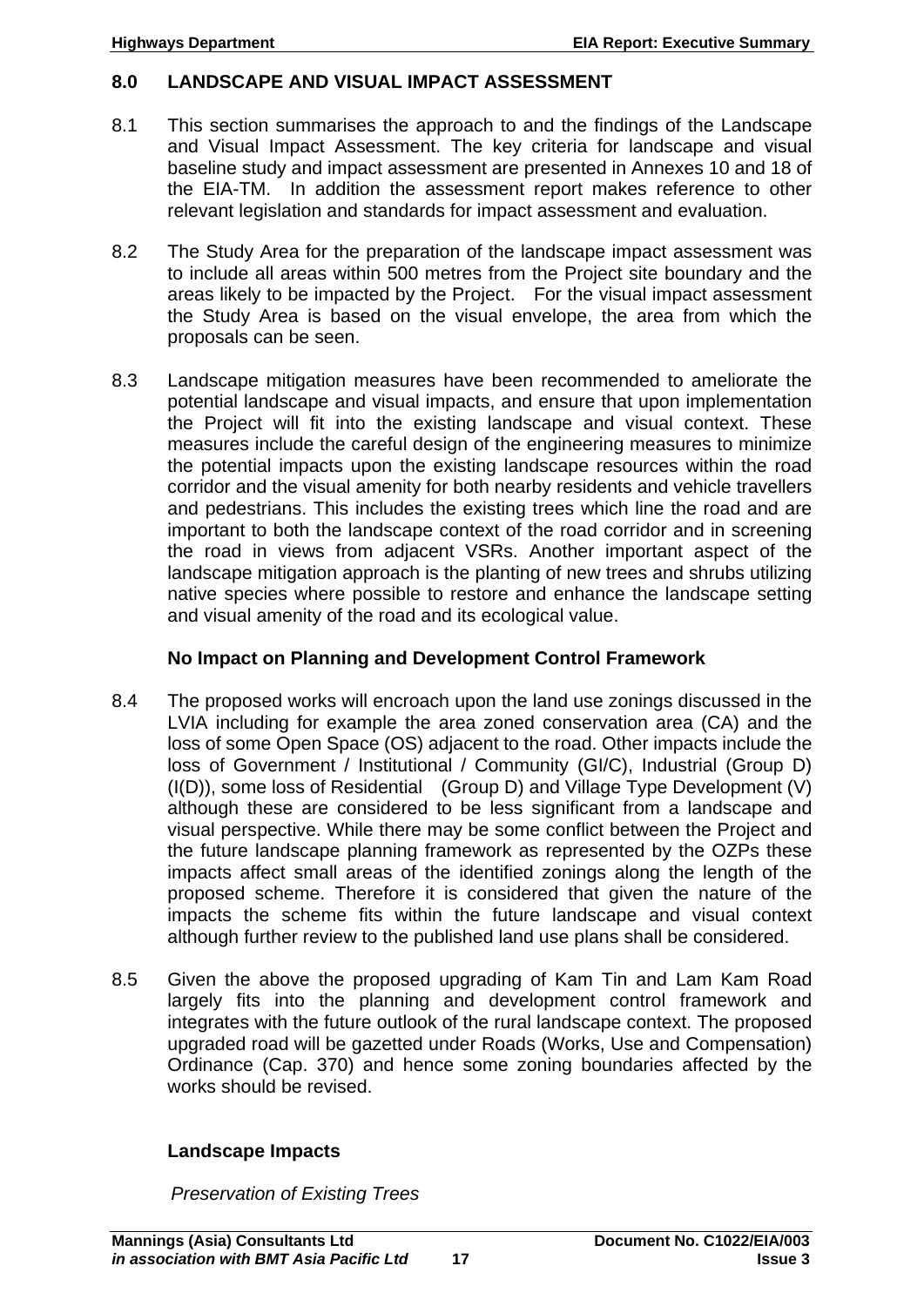## 8.0 LANDSCAPE AND VISUAL IMPACT ASSESSMENT

8.1 This section summarises the approach to and the findings of the Landscape and Visual Impact Assessment. The key criteria for landscape and visual baseline study and impact assessment are presented in Annexes 10 and 18 of the EIA-TM. In addition the assessment report makes reference to other relevant legislation and standards for impact assessment and evaluation.

8.2 The Study Area for the preparation of the landscape impact assessment was to include all areas within 500 metres from the Project site boundary and the areas likely to be impacted by the Project. For the visual impact assessment the Study Area is based on the visual envelope, the area from which the proposals can be seen.

8.3 Landscape mitigation measures have been recommended to ameliorate the potential landscape and visual impacts, and ensure that upon implementation the Project will fit into the existing landscape and visual context. These measures include the careful design of the engineering measures to minimize the potential impacts upon the existing landscape resources within the road corridor and the visual amenity for both nearby residents and vehicle travellers and pedestrians. This includes the existing trees which line the road and are important to both the landscape context of the road corridor and in screening the road in views from adjacent VSRs. Another important aspect of the landscape mitigation approach is the planting of new trees and shrubs utilizing native species where possible to restore and enhance the landscape setting and visual amenity of the road and its ecological value.

### No Impact on Planning and Development Control Framework

8.4 The proposed works will encroach upon the land use zonings discussed in the LVIA including for example the area zoned conservation area (CA) and the loss of some Open Space (OS) adjacent to the road. Other impacts include the loss of Government / Institutional / Community (GI/C), Industrial (Group D) (I(D)), some loss of Residential (Group D) and Village Type Development (V) although these are considered to be less significant from a landscape and visual perspective. While there may be some conflict between the Project and the future landscape planning framework as represented by the OZPs these impacts affect small areas of the identified zonings along the length of the proposed scheme. Therefore it is considered that given the nature of the impacts the scheme fits within the future landscape and visual context although further review to the published land use plans shall be considered.

8.5 Given the above the proposed upgrading of Kam Tin and Lam Kam Road largely fits into the planning and development control framework and integrates with the future outlook of the rural landscape context. The proposed upgraded road will be gazetted under Roads (Works, Use and Compensation) Ordinance (Cap. 370) and hence some zoning boundaries affected by the works should be revised.

### Landscape Impacts

*Preservation of Existing Trees*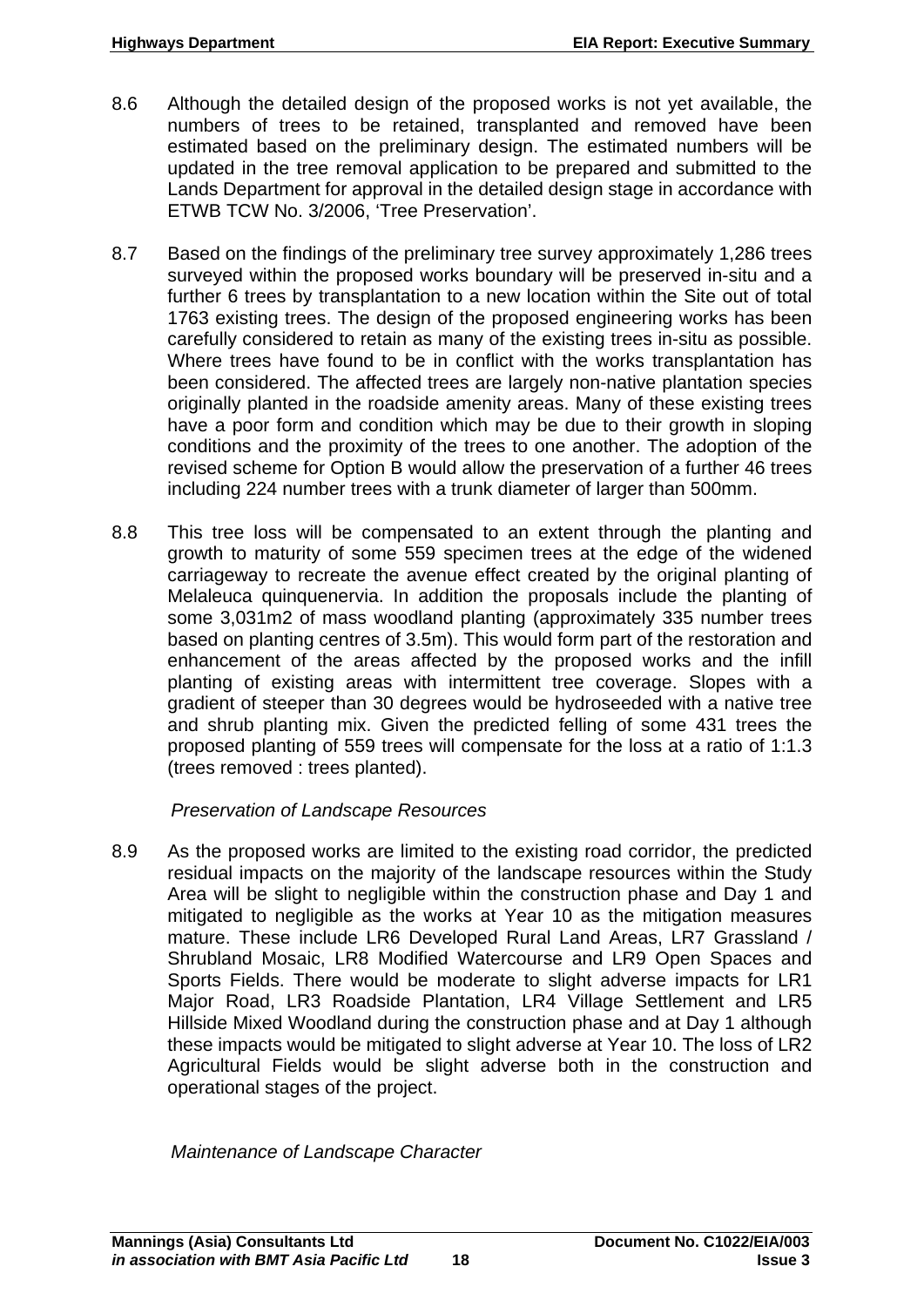8.6 Although the detailed design of the proposed works is not yet available, the numbers of trees to be retained, transplanted and removed have been estimated based on the preliminary design. The estimated numbers will be updated in the tree removal application to be prepared and submitted to the Lands Department for approval in the detailed design stage in accordance with ETWB TCW No. 3/2006, 'Tree Preservation'.

8.7 Based on the findings of the preliminary tree survey approximately 1,286 trees surveyed within the proposed works boundary will be preserved in-situ and a further 6 trees by transplantation to a new location within the Site out of total 1763 existing trees. The design of the proposed engineering works has been carefully considered to retain as many of the existing trees in-situ as possible. Where trees have found to be in conflict with the works transplantation has been considered. The affected trees are largely non-native plantation species originally planted in the roadside amenity areas. Many of these existing trees have a poor form and condition which may be due to their growth in sloping conditions and the proximity of the trees to one another. The adoption of the revised scheme for Option B would allow the preservation of a further 46 trees including 224 number trees with a trunk diameter of larger than 500mm.

8.8 This tree loss will be compensated to an extent through the planting and growth to maturity of some 559 specimen trees at the edge of the widened carriageway to recreate the avenue effect created by the original planting of Melaleuca quinquenervia. In addition the proposals include the planting of some 3,031m2 of mass woodland planting (approximately 335 number trees based on planting centres of 3.5m). This would form part of the restoration and enhancement of the areas affected by the proposed works and the infill planting of existing areas with intermittent tree coverage. Slopes with a gradient of steeper than 30 degrees would be hydroseeded with a native tree and shrub planting mix. Given the predicted felling of some 431 trees the proposed planting of 559 trees will compensate for the loss at a ratio of 1:1.3 (trees removed : trees planted).

*Preservation of Landscape Resources*

8.9 As the proposed works are limited to the existing road corridor, the predicted residual impacts on the majority of the landscape resources within the Study Area will be slight to negligible within the construction phase and Day 1 and mitigated to negligible as the works at Year 10 as the mitigation measures mature. These include LR6 Developed Rural Land Areas, LR7 Grassland / Shrubland Mosaic, LR8 Modified Watercourse and LR9 Open Spaces and Sports Fields. There would be moderate to slight adverse impacts for LR1 Major Road, LR3 Roadside Plantation, LR4 Village Settlement and LR5 Hillside Mixed Woodland during the construction phase and at Day 1 although these impacts would be mitigated to slight adverse at Year 10. The loss of LR2 Agricultural Fields would be slight adverse both in the construction and operational stages of the project.

*Maintenance of Landscape Character*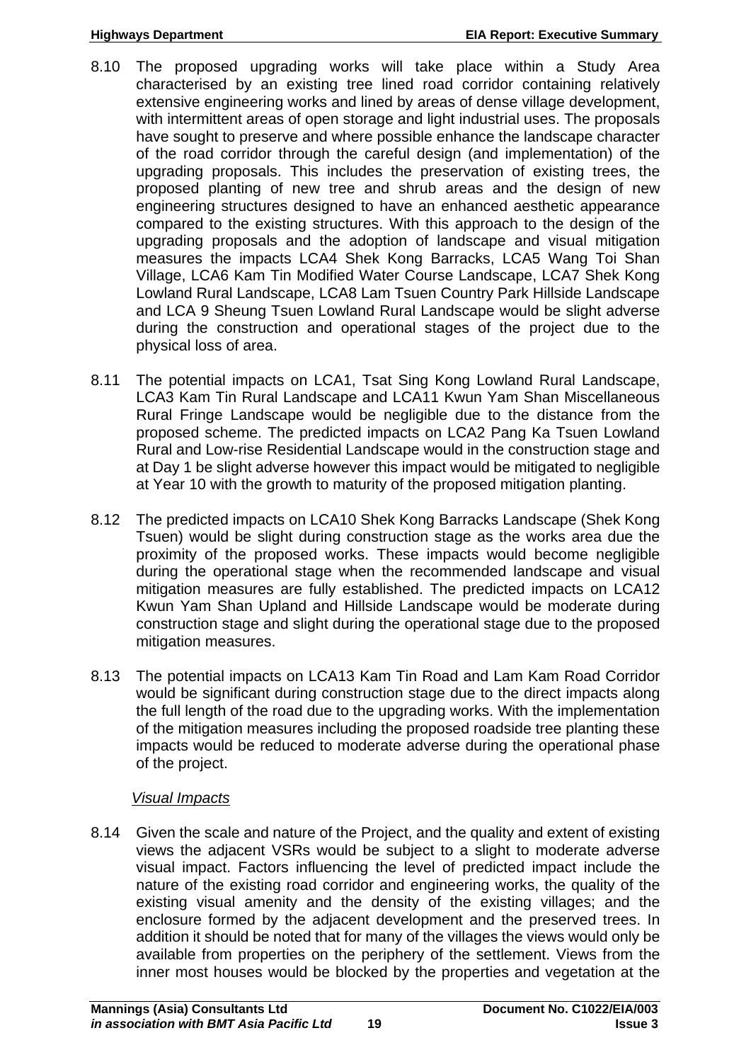8.10 The proposed upgrading works will take place within a Study Area characterised by an existing tree lined road corridor containing relatively extensive engineering works and lined by areas of dense village development, with intermittent areas of open storage and light industrial uses. The proposals have sought to preserve and where possible enhance the landscape character of the road corridor through the careful design (and implementation) of the upgrading proposals. This includes the preservation of existing trees, the proposed planting of new tree and shrub areas and the design of new engineering structures designed to have an enhanced aesthetic appearance compared to the existing structures. With this approach to the design of the upgrading proposals and the adoption of landscape and visual mitigation measures the impacts LCA4 Shek Kong Barracks, LCA5 Wang Toi Shan Village, LCA6 Kam Tin Modified Water Course Landscape, LCA7 Shek Kong Lowland Rural Landscape, LCA8 Lam Tsuen Country Park Hillside Landscape and LCA 9 Sheung Tsuen Lowland Rural Landscape would be slight adverse during the construction and operational stages of the project due to the physical loss of area.

8.11 The potential impacts on LCA1, Tsat Sing Kong Lowland Rural Landscape, LCA3 Kam Tin Rural Landscape and LCA11 Kwun Yam Shan Miscellaneous Rural Fringe Landscape would be negligible due to the distance from the proposed scheme. The predicted impacts on LCA2 Pang Ka Tsuen Lowland Rural and Low-rise Residential Landscape would in the construction stage and at Day 1 be slight adverse however this impact would be mitigated to negligible at Year 10 with the growth to maturity of the proposed mitigation planting.

8.12 The predicted impacts on LCA10 Shek Kong Barracks Landscape (Shek Kong Tsuen) would be slight during construction stage as the works area due the proximity of the proposed works. These impacts would become negligible during the operational stage when the recommended landscape and visual mitigation measures are fully established. The predicted impacts on LCA12 Kwun Yam Shan Upland and Hillside Landscape would be moderate during construction stage and slight during the operational stage due to the proposed mitigation measures.

8.13 The potential impacts on LCA13 Kam Tin Road and Lam Kam Road Corridor would be significant during construction stage due to the direct impacts along the full length of the road due to the upgrading works. With the implementation of the mitigation measures including the proposed roadside tree planting these impacts would be reduced to moderate adverse during the operational phase of the project.

*Visual Impacts*

8.14 Given the scale and nature of the Project, and the quality and extent of existing views the adjacent VSRs would be subject to a slight to moderate adverse visual impact. Factors influencing the level of predicted impact include the nature of the existing road corridor and engineering works, the quality of the existing visual amenity and the density of the existing villages; and the enclosure formed by the adjacent development and the preserved trees. In addition it should be noted that for many of the villages the views would only be available from properties on the periphery of the settlement. Views from the inner most houses would be blocked by the properties and vegetation at the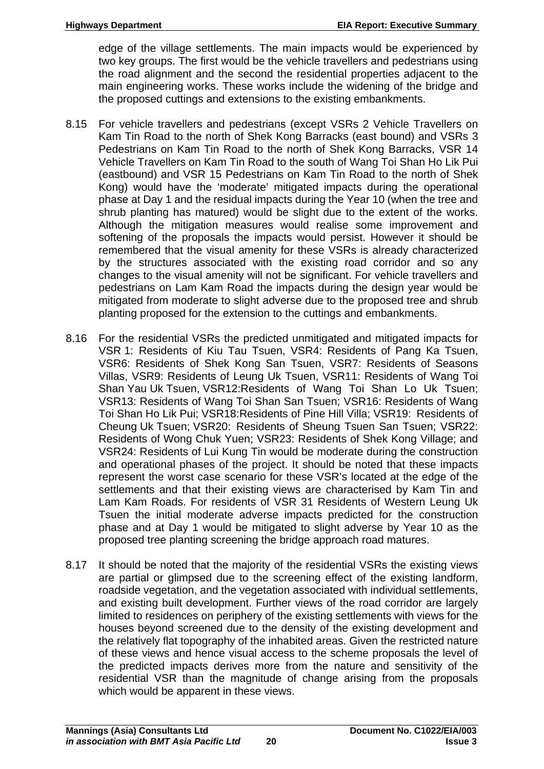edge of the village settlements. The main impacts would be experienced by two key groups. The first would be the vehicle travellers and pedestrians using the road alignment and the second the residential properties adjacent to the main engineering works. These works include the widening of the bridge and the proposed cuttings and extensions to the existing embankments.

8.15 For vehicle travellers and pedestrians (except VSRs 2 Vehicle Travellers on Kam Tin Road to the north of Shek Kong Barracks (east bound) and VSRs 3 Pedestrians on Kam Tin Road to the north of Shek Kong Barracks, VSR 14 Vehicle Travellers on Kam Tin Road to the south of Wang Toi Shan Ho Lik Pui (eastbound) and VSR 15 Pedestrians on Kam Tin Road to the north of Shek Kong) would have the 'moderate' mitigated impacts during the operational phase at Day 1 and the residual impacts during the Year 10 (when the tree and shrub planting has matured) would be slight due to the extent of the works. Although the mitigation measures would realise some improvement and softening of the proposals the impacts would persist. However it should be remembered that the visual amenity for these VSRs is already characterized by the structures associated with the existing road corridor and so any changes to the visual amenity will not be significant. For vehicle travellers and pedestrians on Lam Kam Road the impacts during the design year would be mitigated from moderate to slight adverse due to the proposed tree and shrub planting proposed for the extension to the cuttings and embankments.

8.16 For the residential VSRs the predicted unmitigated and mitigated impacts for VSR 1: Residents of Kiu Tau Tsuen, VSR4: Residents of Pang Ka Tsuen, VSR6: Residents of Shek Kong San Tsuen, VSR7: Residents of Seasons Villas, VSR9: Residents of Leung Uk Tsuen, VSR11: Residents of Wang Toi Shan Yau Uk Tsuen, VSR12:Residents of Wang Toi Shan Lo Uk Tsuen; VSR13: Residents of Wang Toi Shan San Tsuen; VSR16: Residents of Wang Toi Shan Ho Lik Pui; VSR18:Residents of Pine Hill Villa; VSR19: Residents of Cheung Uk Tsuen; VSR20: Residents of Sheung Tsuen San Tsuen; VSR22: Residents of Wong Chuk Yuen; VSR23: Residents of Shek Kong Village; and VSR24: Residents of Lui Kung Tin would be moderate during the construction and operational phases of the project. It should be noted that these impacts represent the worst case scenario for these VSR's located at the edge of the settlements and that their existing views are characterised by Kam Tin and Lam Kam Roads. For residents of VSR 31 Residents of Western Leung Uk Tsuen the initial moderate adverse impacts predicted for the construction phase and at Day 1 would be mitigated to slight adverse by Year 10 as the proposed tree planting screening the bridge approach road matures.

8.17 It should be noted that the majority of the residential VSRs the existing views are partial or glimpsed due to the screening effect of the existing landform, roadside vegetation, and the vegetation associated with individual settlements, and existing built development. Further views of the road corridor are largely limited to residences on periphery of the existing settlements with views for the houses beyond screened due to the density of the existing development and the relatively flat topography of the inhabited areas. Given the restricted nature of these views and hence visual access to the scheme proposals the level of the predicted impacts derives more from the nature and sensitivity of the residential VSR than the magnitude of change arising from the proposals which would be apparent in these views.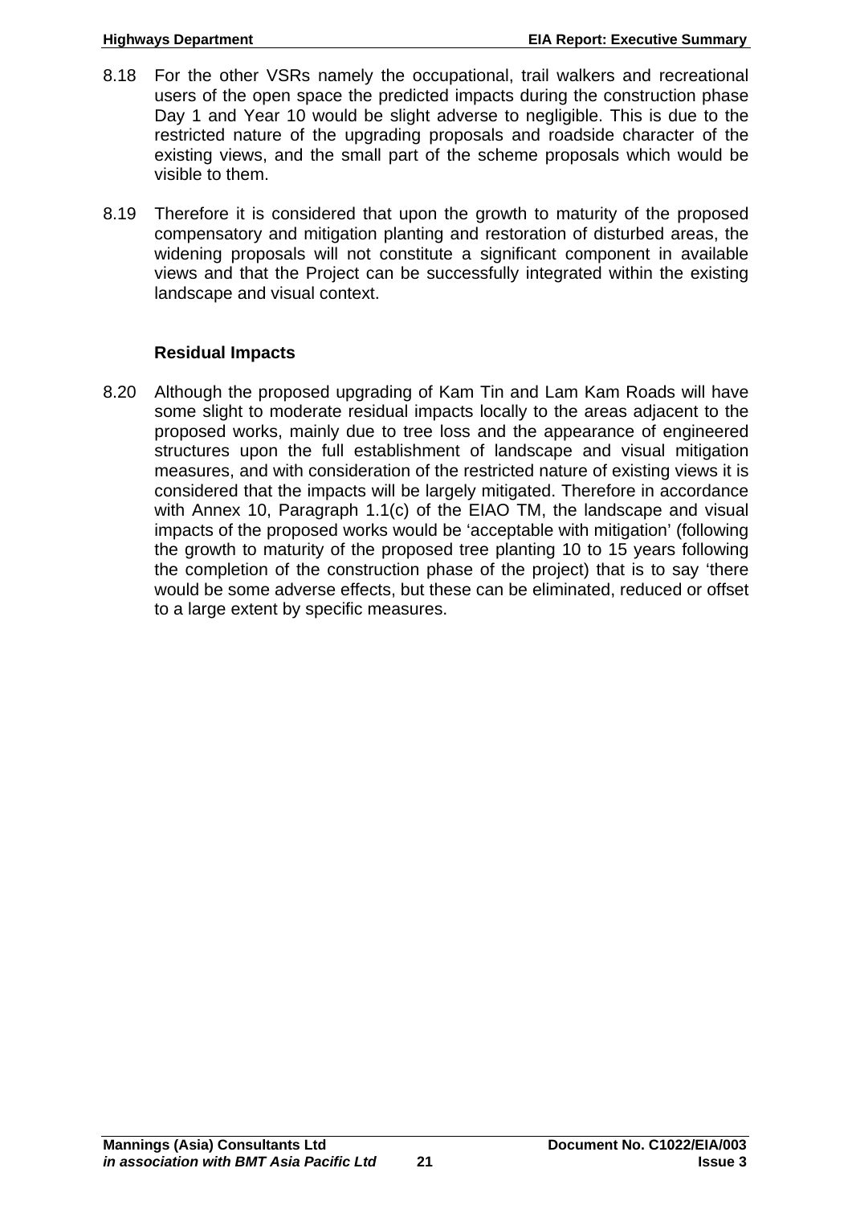8.18 For the other VSRs namely the occupational, trail walkers and recreational users of the open space the predicted impacts during the construction phase Day 1 and Year 10 would be slight adverse to negligible. This is due to the restricted nature of the upgrading proposals and roadside character of the existing views, and the small part of the scheme proposals which would be visible to them.

8.19 Therefore it is considered that upon the growth to maturity of the proposed compensatory and mitigation planting and restoration of disturbed areas, the widening proposals will not constitute a significant component in available views and that the Project can be successfully integrated within the existing landscape and visual context.

### Residual Impacts

8.20 Although the proposed upgrading of Kam Tin and Lam Kam Roads will have some slight to moderate residual impacts locally to the areas adjacent to the proposed works, mainly due to tree loss and the appearance of engineered structures upon the full establishment of landscape and visual mitigation measures, and with consideration of the restricted nature of existing views it is considered that the impacts will be largely mitigated. Therefore in accordance with Annex 10, Paragraph 1.1(c) of the EIAO TM, the landscape and visual impacts of the proposed works would be 'acceptable with mitigation' (following the growth to maturity of the proposed tree planting 10 to 15 years following the completion of the construction phase of the project) that is to say 'there would be some adverse effects, but these can be eliminated, reduced or offset to a large extent by specific measures.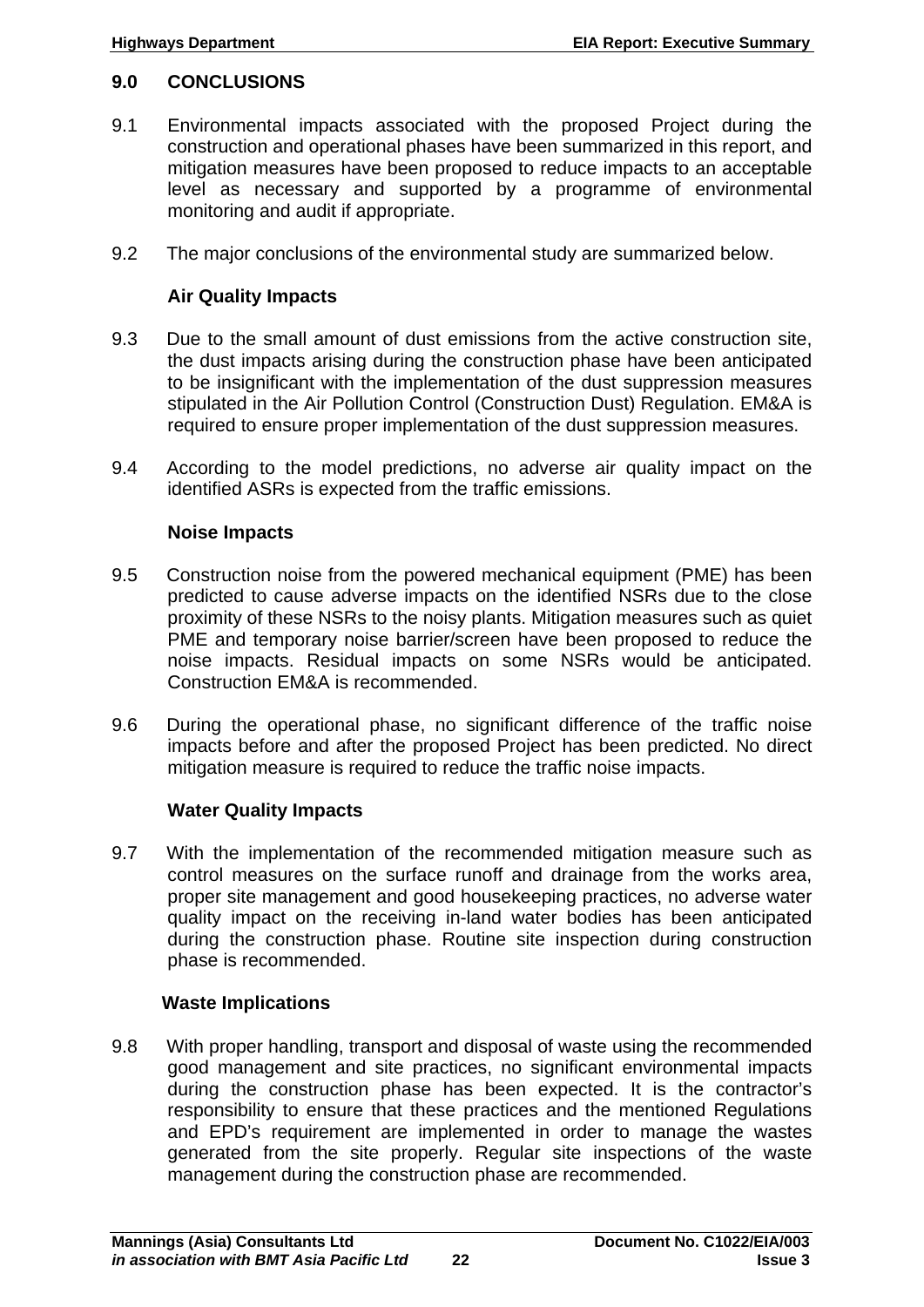## 9.0 CONCLUSIONS

9.1 Environmental impacts associated with the proposed Project during the construction and operational phases have been summarized in this report, and mitigation measures have been proposed to reduce impacts to an acceptable level as necessary and supported by a programme of environmental monitoring and audit if appropriate.

9.2 The major conclusions of the environmental study are summarized below.

### Air Quality Impacts

9.3 Due to the small amount of dust emissions from the active construction site, the dust impacts arising during the construction phase have been anticipated to be insignificant with the implementation of the dust suppression measures stipulated in the Air Pollution Control (Construction Dust) Regulation. EM&A is required to ensure proper implementation of the dust suppression measures.

9.4 According to the model predictions, no adverse air quality impact on the identified ASRs is expected from the traffic emissions.

### Noise Impacts

9.5 Construction noise from the powered mechanical equipment (PME) has been predicted to cause adverse impacts on the identified NSRs due to the close proximity of these NSRs to the noisy plants. Mitigation measures such as quiet PME and temporary noise barrier/screen have been proposed to reduce the noise impacts. Residual impacts on some NSRs would be anticipated. Construction EM&A is recommended.

9.6 During the operational phase, no significant difference of the traffic noise impacts before and after the proposed Project has been predicted. No direct mitigation measure is required to reduce the traffic noise impacts.

### Water Quality Impacts

9.7 With the implementation of the recommended mitigation measure such as control measures on the surface runoff and drainage from the works area, proper site management and good housekeeping practices, no adverse water quality impact on the receiving in-land water bodies has been anticipated during the construction phase. Routine site inspection during construction phase is recommended.

### Waste Implications

9.8 With proper handling, transport and disposal of waste using the recommended good management and site practices, no significant environmental impacts during the construction phase has been expected. It is the contractor's responsibility to ensure that these practices and the mentioned Regulations and EPD's requirement are implemented in order to manage the wastes generated from the site properly. Regular site inspections of the waste management during the construction phase are recommended.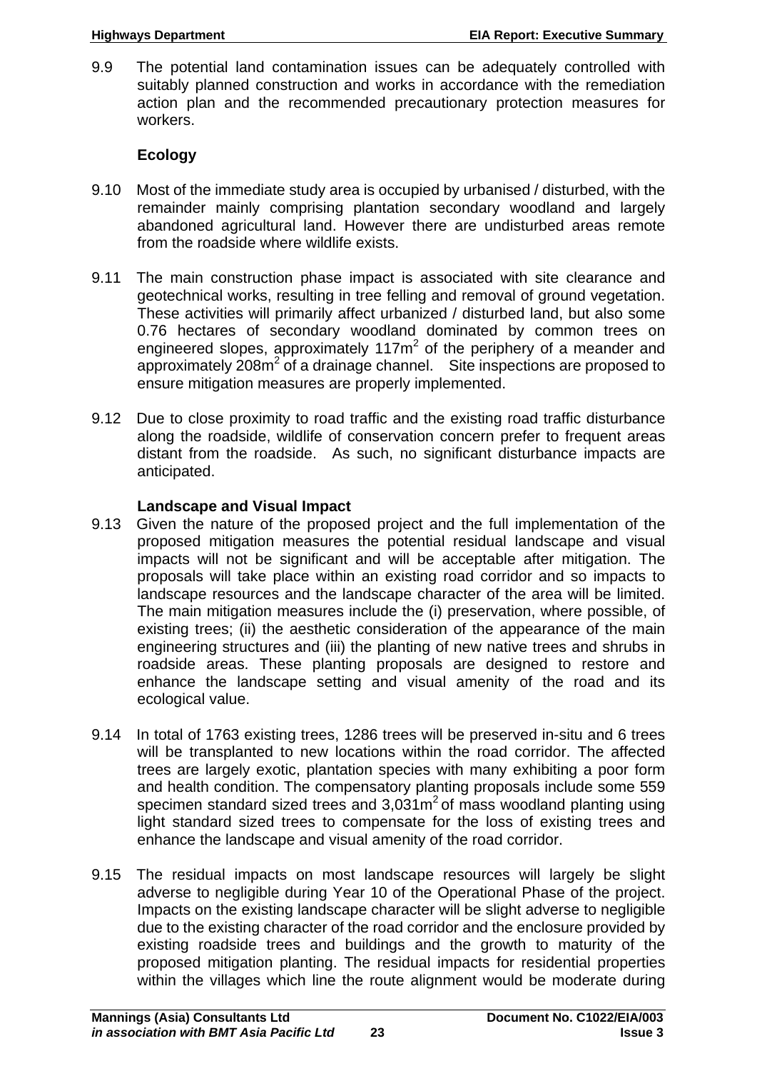9.9 The potential land contamination issues can be adequately controlled with suitably planned construction and works in accordance with the remediation action plan and the recommended precautionary protection measures for workers.

### Ecology

9.10 Most of the immediate study area is occupied by urbanised / disturbed, with the remainder mainly comprising plantation secondary woodland and largely abandoned agricultural land. However there are undisturbed areas remote from the roadside where wildlife exists.

9.11 The main construction phase impact is associated with site clearance and geotechnical works, resulting in tree felling and removal of ground vegetation. These activities will primarily affect urbanized / disturbed land, but also some 0.76 hectares of secondary woodland dominated by common trees on engineered slopes, approximately 117m$^2$ of the periphery of a meander and approximately 208m$^2$ of a drainage channel. Site inspections are proposed to ensure mitigation measures are properly implemented.

9.12 Due to close proximity to road traffic and the existing road traffic disturbance along the roadside, wildlife of conservation concern prefer to frequent areas distant from the roadside. As such, no significant disturbance impacts are anticipated.

### Landscape and Visual Impact

9.13 Given the nature of the proposed project and the full implementation of the proposed mitigation measures the potential residual landscape and visual impacts will not be significant and will be acceptable after mitigation. The proposals will take place within an existing road corridor and so impacts to landscape resources and the landscape character of the area will be limited. The main mitigation measures include the (i) preservation, where possible, of existing trees; (ii) the aesthetic consideration of the appearance of the main engineering structures and (iii) the planting of new native trees and shrubs in roadside areas. These planting proposals are designed to restore and enhance the landscape setting and visual amenity of the road and its ecological value.

9.14 In total of 1763 existing trees, 1286 trees will be preserved in-situ and 6 trees will be transplanted to new locations within the road corridor. The affected trees are largely exotic, plantation species with many exhibiting a poor form and health condition. The compensatory planting proposals include some 559 specimen standard sized trees and 3,031m$^2$ of mass woodland planting using light standard sized trees to compensate for the loss of existing trees and enhance the landscape and visual amenity of the road corridor.

9.15 The residual impacts on most landscape resources will largely be slight adverse to negligible during Year 10 of the Operational Phase of the project. Impacts on the existing landscape character will be slight adverse to negligible due to the existing character of the road corridor and the enclosure provided by existing roadside trees and buildings and the growth to maturity of the proposed mitigation planting. The residual impacts for residential properties within the villages which line the route alignment would be moderate during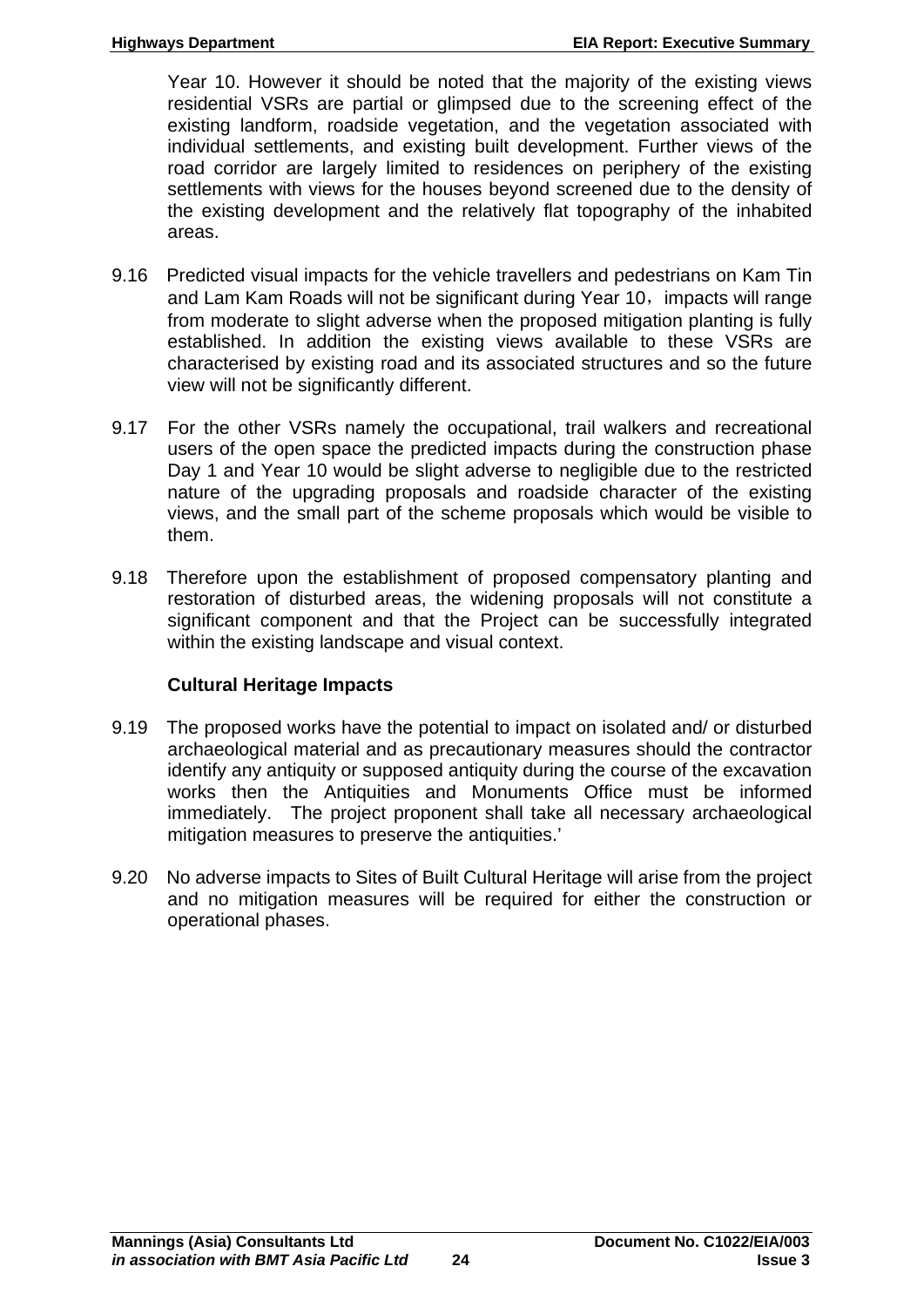Year 10. However it should be noted that the majority of the existing views residential VSRs are partial or glimpsed due to the screening effect of the existing landform, roadside vegetation, and the vegetation associated with individual settlements, and existing built development. Further views of the road corridor are largely limited to residences on periphery of the existing settlements with views for the houses beyond screened due to the density of the existing development and the relatively flat topography of the inhabited areas.

9.16 Predicted visual impacts for the vehicle travellers and pedestrians on Kam Tin and Lam Kam Roads will not be significant during Year 10，impacts will range from moderate to slight adverse when the proposed mitigation planting is fully established. In addition the existing views available to these VSRs are characterised by existing road and its associated structures and so the future view will not be significantly different.

9.17 For the other VSRs namely the occupational, trail walkers and recreational users of the open space the predicted impacts during the construction phase Day 1 and Year 10 would be slight adverse to negligible due to the restricted nature of the upgrading proposals and roadside character of the existing views, and the small part of the scheme proposals which would be visible to them.

9.18 Therefore upon the establishment of proposed compensatory planting and restoration of disturbed areas, the widening proposals will not constitute a significant component and that the Project can be successfully integrated within the existing landscape and visual context.

**Cultural Heritage Impacts**

9.19 The proposed works have the potential to impact on isolated and/ or disturbed archaeological material and as precautionary measures should the contractor identify any antiquity or supposed antiquity during the course of the excavation works then the Antiquities and Monuments Office must be informed immediately. The project proponent shall take all necessary archaeological mitigation measures to preserve the antiquities.'

9.20 No adverse impacts to Sites of Built Cultural Heritage will arise from the project and no mitigation measures will be required for either the construction or operational phases.